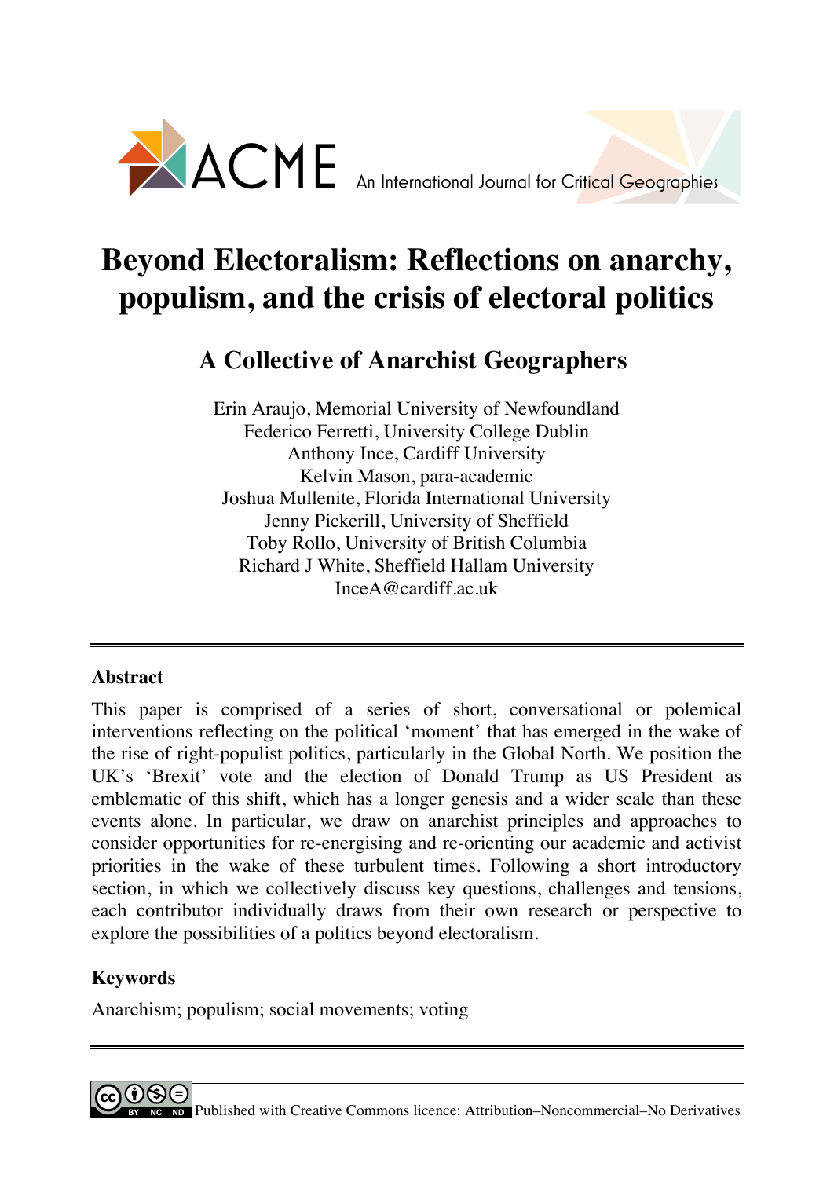ACME An International Journal for Critical Geographies

# Beyond Electoralism: Reflections on anarchy, populism, and the crisis of electoral politics

## A Collective of Anarchist Geographers

Erin Araujo, Memorial University of Newfoundland
Federico Ferretti, University College Dublin
Anthony Ince, Cardiff University
Kelvin Mason, para-academic
Joshua Mullenite, Florida International University
Jenny Pickerill, University of Sheffield
Toby Rollo, University of British Columbia
Richard J White, Sheffield Hallam University
InceA@cardiff.ac.uk

---

### Abstract

This paper is comprised of a series of short, conversational or polemical interventions reflecting on the political 'moment' that has emerged in the wake of the rise of right-populist politics, particularly in the Global North. We position the UK's 'Brexit' vote and the election of Donald Trump as US President as emblematic of this shift, which has a longer genesis and a wider scale than these events alone. In particular, we draw on anarchist principles and approaches to consider opportunities for re-energising and re-orienting our academic and activist priorities in the wake of these turbulent times. Following a short introductory section, in which we collectively discuss key questions, challenges and tensions, each contributor individually draws from their own research or perspective to explore the possibilities of a politics beyond electoralism.

### Keywords

Anarchism; populism; social movements; voting

---

Published with Creative Commons licence: Attribution–Noncommercial–No Derivatives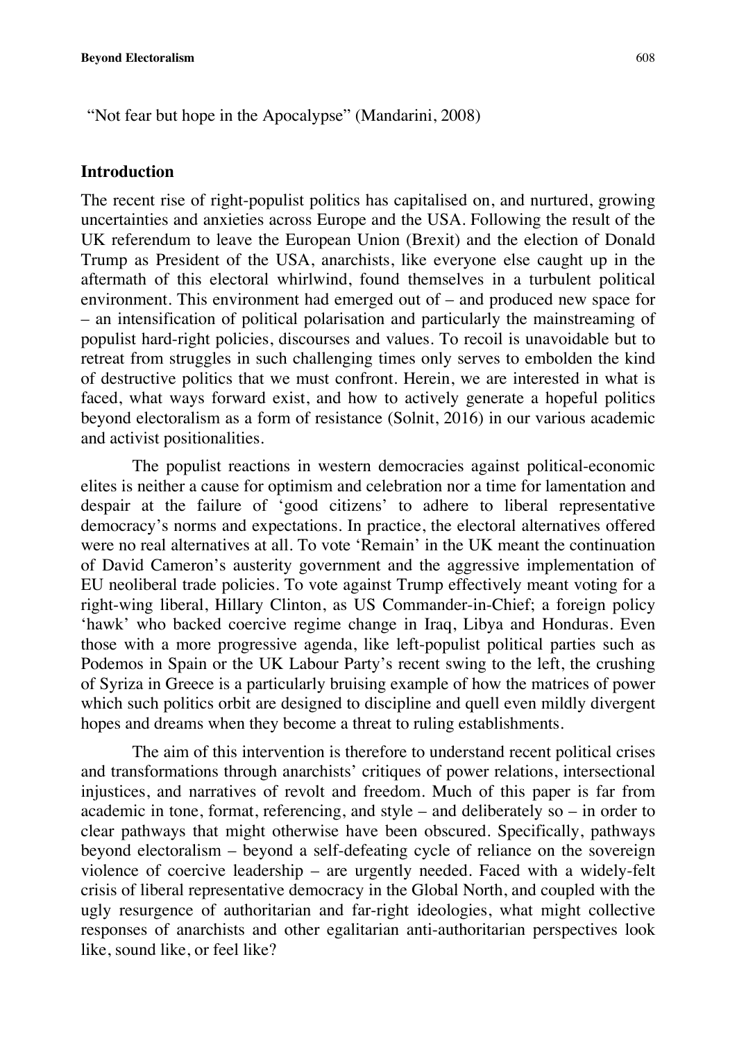"Not fear but hope in the Apocalypse" (Mandarini, 2008)

## Introduction

The recent rise of right-populist politics has capitalised on, and nurtured, growing uncertainties and anxieties across Europe and the USA. Following the result of the UK referendum to leave the European Union (Brexit) and the election of Donald Trump as President of the USA, anarchists, like everyone else caught up in the aftermath of this electoral whirlwind, found themselves in a turbulent political environment. This environment had emerged out of – and produced new space for – an intensification of political polarisation and particularly the mainstreaming of populist hard-right policies, discourses and values. To recoil is unavoidable but to retreat from struggles in such challenging times only serves to embolden the kind of destructive politics that we must confront. Herein, we are interested in what is faced, what ways forward exist, and how to actively generate a hopeful politics beyond electoralism as a form of resistance (Solnit, 2016) in our various academic and activist positionalities.

The populist reactions in western democracies against political-economic elites is neither a cause for optimism and celebration nor a time for lamentation and despair at the failure of 'good citizens' to adhere to liberal representative democracy's norms and expectations. In practice, the electoral alternatives offered were no real alternatives at all. To vote 'Remain' in the UK meant the continuation of David Cameron's austerity government and the aggressive implementation of EU neoliberal trade policies. To vote against Trump effectively meant voting for a right-wing liberal, Hillary Clinton, as US Commander-in-Chief; a foreign policy 'hawk' who backed coercive regime change in Iraq, Libya and Honduras. Even those with a more progressive agenda, like left-populist political parties such as Podemos in Spain or the UK Labour Party's recent swing to the left, the crushing of Syriza in Greece is a particularly bruising example of how the matrices of power which such politics orbit are designed to discipline and quell even mildly divergent hopes and dreams when they become a threat to ruling establishments.

The aim of this intervention is therefore to understand recent political crises and transformations through anarchists' critiques of power relations, intersectional injustices, and narratives of revolt and freedom. Much of this paper is far from academic in tone, format, referencing, and style – and deliberately so – in order to clear pathways that might otherwise have been obscured. Specifically, pathways beyond electoralism – beyond a self-defeating cycle of reliance on the sovereign violence of coercive leadership – are urgently needed. Faced with a widely-felt crisis of liberal representative democracy in the Global North, and coupled with the ugly resurgence of authoritarian and far-right ideologies, what might collective responses of anarchists and other egalitarian anti-authoritarian perspectives look like, sound like, or feel like?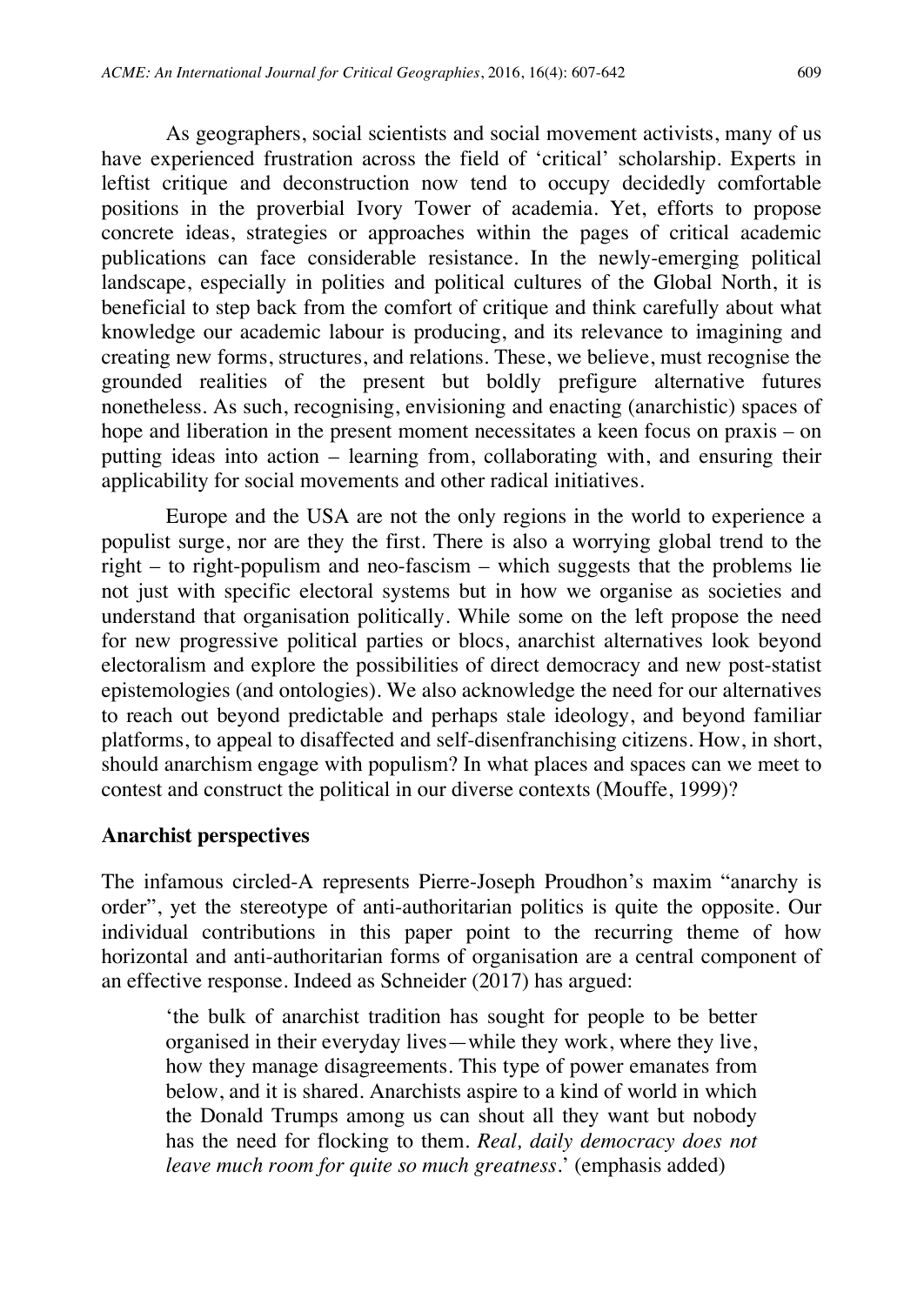As geographers, social scientists and social movement activists, many of us have experienced frustration across the field of 'critical' scholarship. Experts in leftist critique and deconstruction now tend to occupy decidedly comfortable positions in the proverbial Ivory Tower of academia. Yet, efforts to propose concrete ideas, strategies or approaches within the pages of critical academic publications can face considerable resistance. In the newly-emerging political landscape, especially in polities and political cultures of the Global North, it is beneficial to step back from the comfort of critique and think carefully about what knowledge our academic labour is producing, and its relevance to imagining and creating new forms, structures, and relations. These, we believe, must recognise the grounded realities of the present but boldly prefigure alternative futures nonetheless. As such, recognising, envisioning and enacting (anarchistic) spaces of hope and liberation in the present moment necessitates a keen focus on praxis – on putting ideas into action – learning from, collaborating with, and ensuring their applicability for social movements and other radical initiatives.

Europe and the USA are not the only regions in the world to experience a populist surge, nor are they the first. There is also a worrying global trend to the right – to right-populism and neo-fascism – which suggests that the problems lie not just with specific electoral systems but in how we organise as societies and understand that organisation politically. While some on the left propose the need for new progressive political parties or blocs, anarchist alternatives look beyond electoralism and explore the possibilities of direct democracy and new post-statist epistemologies (and ontologies). We also acknowledge the need for our alternatives to reach out beyond predictable and perhaps stale ideology, and beyond familiar platforms, to appeal to disaffected and self-disenfranchising citizens. How, in short, should anarchism engage with populism? In what places and spaces can we meet to contest and construct the political in our diverse contexts (Mouffe, 1999)?

## Anarchist perspectives

The infamous circled-A represents Pierre-Joseph Proudhon's maxim "anarchy is order", yet the stereotype of anti-authoritarian politics is quite the opposite. Our individual contributions in this paper point to the recurring theme of how horizontal and anti-authoritarian forms of organisation are a central component of an effective response. Indeed as Schneider (2017) has argued:

> 'the bulk of anarchist tradition has sought for people to be better organised in their everyday lives—while they work, where they live, how they manage disagreements. This type of power emanates from below, and it is shared. Anarchists aspire to a kind of world in which the Donald Trumps among us can shout all they want but nobody has the need for flocking to them. *Real, daily democracy does not leave much room for quite so much greatness*.' (emphasis added)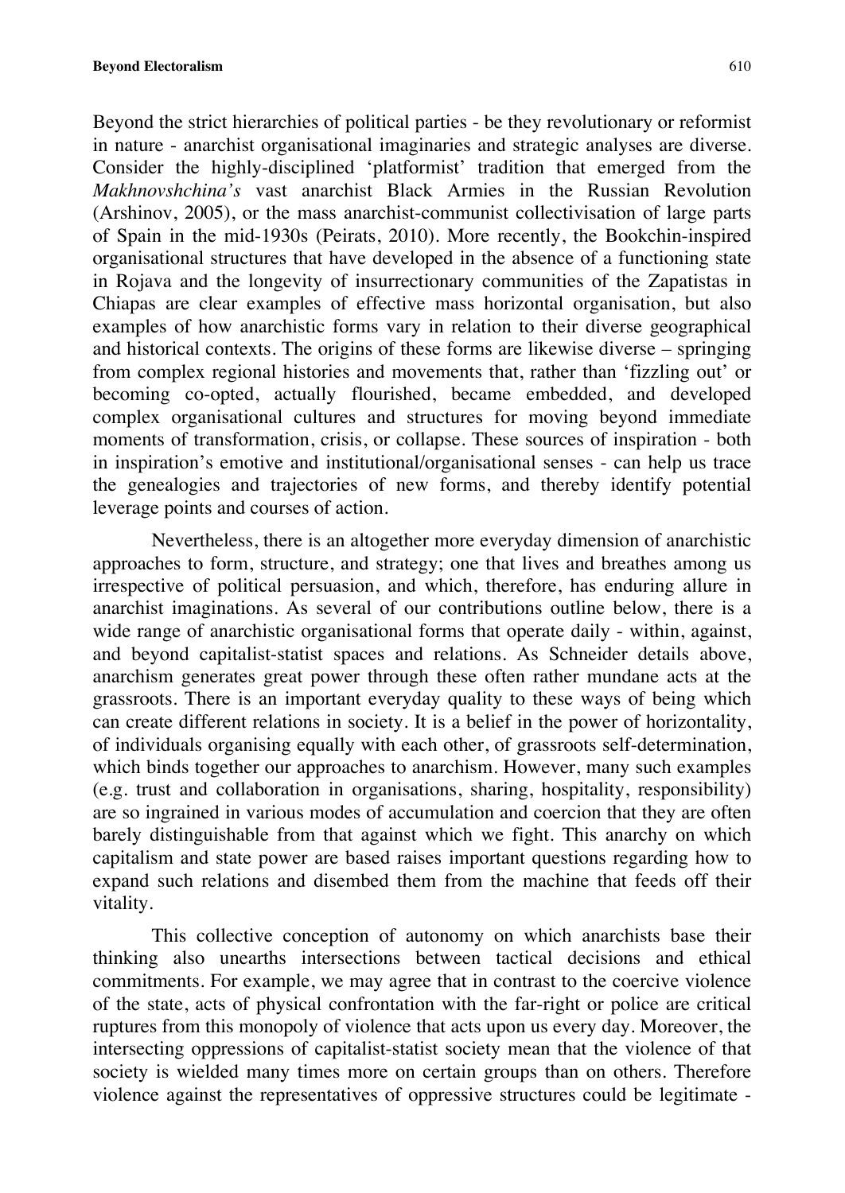Beyond the strict hierarchies of political parties - be they revolutionary or reformist in nature - anarchist organisational imaginaries and strategic analyses are diverse. Consider the highly-disciplined 'platformist' tradition that emerged from the *Makhnovshchina's* vast anarchist Black Armies in the Russian Revolution (Arshinov, 2005), or the mass anarchist-communist collectivisation of large parts of Spain in the mid-1930s (Peirats, 2010). More recently, the Bookchin-inspired organisational structures that have developed in the absence of a functioning state in Rojava and the longevity of insurrectionary communities of the Zapatistas in Chiapas are clear examples of effective mass horizontal organisation, but also examples of how anarchistic forms vary in relation to their diverse geographical and historical contexts. The origins of these forms are likewise diverse – springing from complex regional histories and movements that, rather than 'fizzling out' or becoming co-opted, actually flourished, became embedded, and developed complex organisational cultures and structures for moving beyond immediate moments of transformation, crisis, or collapse. These sources of inspiration - both in inspiration's emotive and institutional/organisational senses - can help us trace the genealogies and trajectories of new forms, and thereby identify potential leverage points and courses of action.

Nevertheless, there is an altogether more everyday dimension of anarchistic approaches to form, structure, and strategy; one that lives and breathes among us irrespective of political persuasion, and which, therefore, has enduring allure in anarchist imaginations. As several of our contributions outline below, there is a wide range of anarchistic organisational forms that operate daily - within, against, and beyond capitalist-statist spaces and relations. As Schneider details above, anarchism generates great power through these often rather mundane acts at the grassroots. There is an important everyday quality to these ways of being which can create different relations in society. It is a belief in the power of horizontality, of individuals organising equally with each other, of grassroots self-determination, which binds together our approaches to anarchism. However, many such examples (e.g. trust and collaboration in organisations, sharing, hospitality, responsibility) are so ingrained in various modes of accumulation and coercion that they are often barely distinguishable from that against which we fight. This anarchy on which capitalism and state power are based raises important questions regarding how to expand such relations and disembed them from the machine that feeds off their vitality.

This collective conception of autonomy on which anarchists base their thinking also unearths intersections between tactical decisions and ethical commitments. For example, we may agree that in contrast to the coercive violence of the state, acts of physical confrontation with the far-right or police are critical ruptures from this monopoly of violence that acts upon us every day. Moreover, the intersecting oppressions of capitalist-statist society mean that the violence of that society is wielded many times more on certain groups than on others. Therefore violence against the representatives of oppressive structures could be legitimate -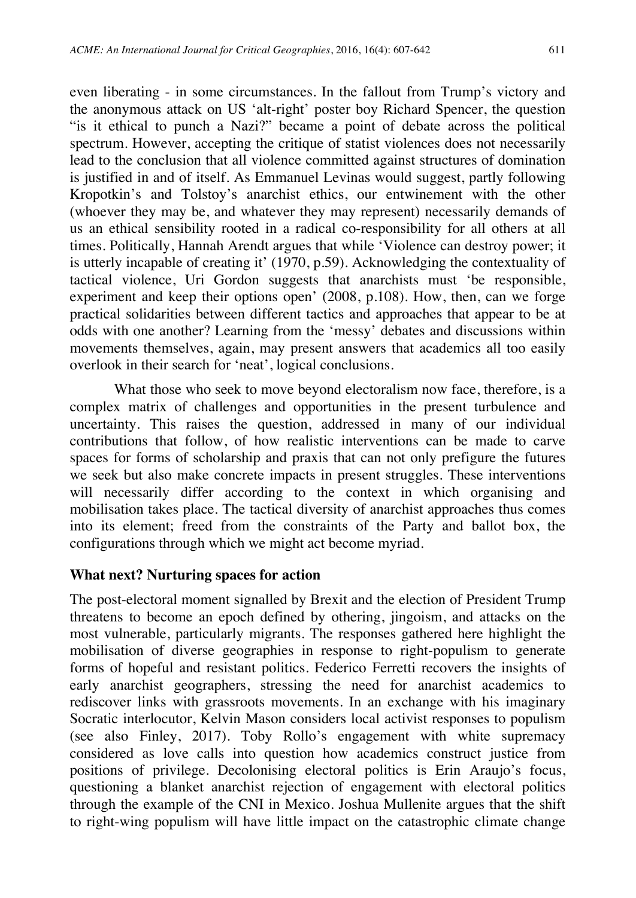even liberating - in some circumstances. In the fallout from Trump's victory and the anonymous attack on US 'alt-right' poster boy Richard Spencer, the question "is it ethical to punch a Nazi?" became a point of debate across the political spectrum. However, accepting the critique of statist violences does not necessarily lead to the conclusion that all violence committed against structures of domination is justified in and of itself. As Emmanuel Levinas would suggest, partly following Kropotkin's and Tolstoy's anarchist ethics, our entwinement with the other (whoever they may be, and whatever they may represent) necessarily demands of us an ethical sensibility rooted in a radical co-responsibility for all others at all times. Politically, Hannah Arendt argues that while 'Violence can destroy power; it is utterly incapable of creating it' (1970, p.59). Acknowledging the contextuality of tactical violence, Uri Gordon suggests that anarchists must 'be responsible, experiment and keep their options open' (2008, p.108). How, then, can we forge practical solidarities between different tactics and approaches that appear to be at odds with one another? Learning from the 'messy' debates and discussions within movements themselves, again, may present answers that academics all too easily overlook in their search for 'neat', logical conclusions.

What those who seek to move beyond electoralism now face, therefore, is a complex matrix of challenges and opportunities in the present turbulence and uncertainty. This raises the question, addressed in many of our individual contributions that follow, of how realistic interventions can be made to carve spaces for forms of scholarship and praxis that can not only prefigure the futures we seek but also make concrete impacts in present struggles. These interventions will necessarily differ according to the context in which organising and mobilisation takes place. The tactical diversity of anarchist approaches thus comes into its element; freed from the constraints of the Party and ballot box, the configurations through which we might act become myriad.

## What next? Nurturing spaces for action

The post-electoral moment signalled by Brexit and the election of President Trump threatens to become an epoch defined by othering, jingoism, and attacks on the most vulnerable, particularly migrants. The responses gathered here highlight the mobilisation of diverse geographies in response to right-populism to generate forms of hopeful and resistant politics. Federico Ferretti recovers the insights of early anarchist geographers, stressing the need for anarchist academics to rediscover links with grassroots movements. In an exchange with his imaginary Socratic interlocutor, Kelvin Mason considers local activist responses to populism (see also Finley, 2017). Toby Rollo's engagement with white supremacy considered as love calls into question how academics construct justice from positions of privilege. Decolonising electoral politics is Erin Araujo's focus, questioning a blanket anarchist rejection of engagement with electoral politics through the example of the CNI in Mexico. Joshua Mullenite argues that the shift to right-wing populism will have little impact on the catastrophic climate change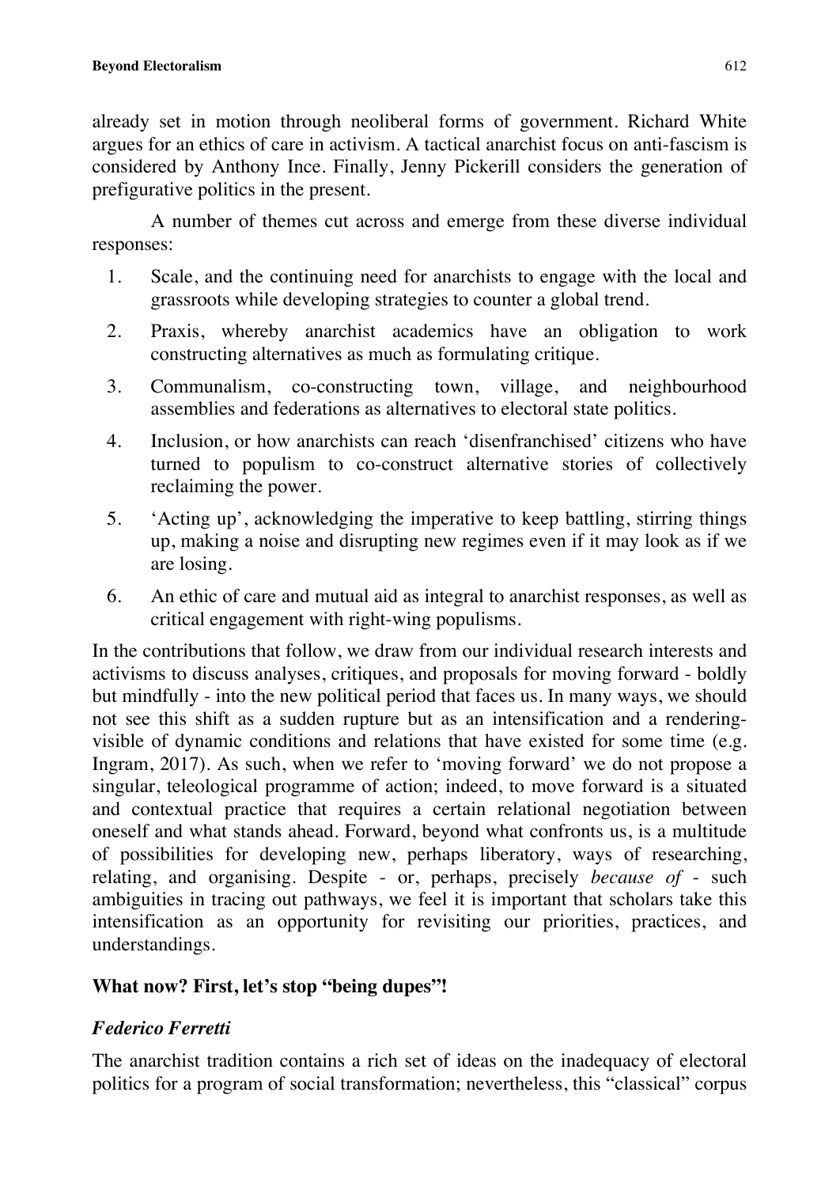already set in motion through neoliberal forms of government. Richard White argues for an ethics of care in activism. A tactical anarchist focus on anti-fascism is considered by Anthony Ince. Finally, Jenny Pickerill considers the generation of prefigurative politics in the present.

A number of themes cut across and emerge from these diverse individual responses:

1. Scale, and the continuing need for anarchists to engage with the local and grassroots while developing strategies to counter a global trend.
2. Praxis, whereby anarchist academics have an obligation to work constructing alternatives as much as formulating critique.
3. Communalism, co-constructing town, village, and neighbourhood assemblies and federations as alternatives to electoral state politics.
4. Inclusion, or how anarchists can reach 'disenfranchised' citizens who have turned to populism to co-construct alternative stories of collectively reclaiming the power.
5. 'Acting up', acknowledging the imperative to keep battling, stirring things up, making a noise and disrupting new regimes even if it may look as if we are losing.
6. An ethic of care and mutual aid as integral to anarchist responses, as well as critical engagement with right-wing populisms.

In the contributions that follow, we draw from our individual research interests and activisms to discuss analyses, critiques, and proposals for moving forward - boldly but mindfully - into the new political period that faces us. In many ways, we should not see this shift as a sudden rupture but as an intensification and a rendering-visible of dynamic conditions and relations that have existed for some time (e.g. Ingram, 2017). As such, when we refer to 'moving forward' we do not propose a singular, teleological programme of action; indeed, to move forward is a situated and contextual practice that requires a certain relational negotiation between oneself and what stands ahead. Forward, beyond what confronts us, is a multitude of possibilities for developing new, perhaps liberatory, ways of researching, relating, and organising. Despite - or, perhaps, precisely *because of* - such ambiguities in tracing out pathways, we feel it is important that scholars take this intensification as an opportunity for revisiting our priorities, practices, and understandings.

## What now? First, let's stop "being dupes"!

### *Federico Ferretti*

The anarchist tradition contains a rich set of ideas on the inadequacy of electoral politics for a program of social transformation; nevertheless, this "classical" corpus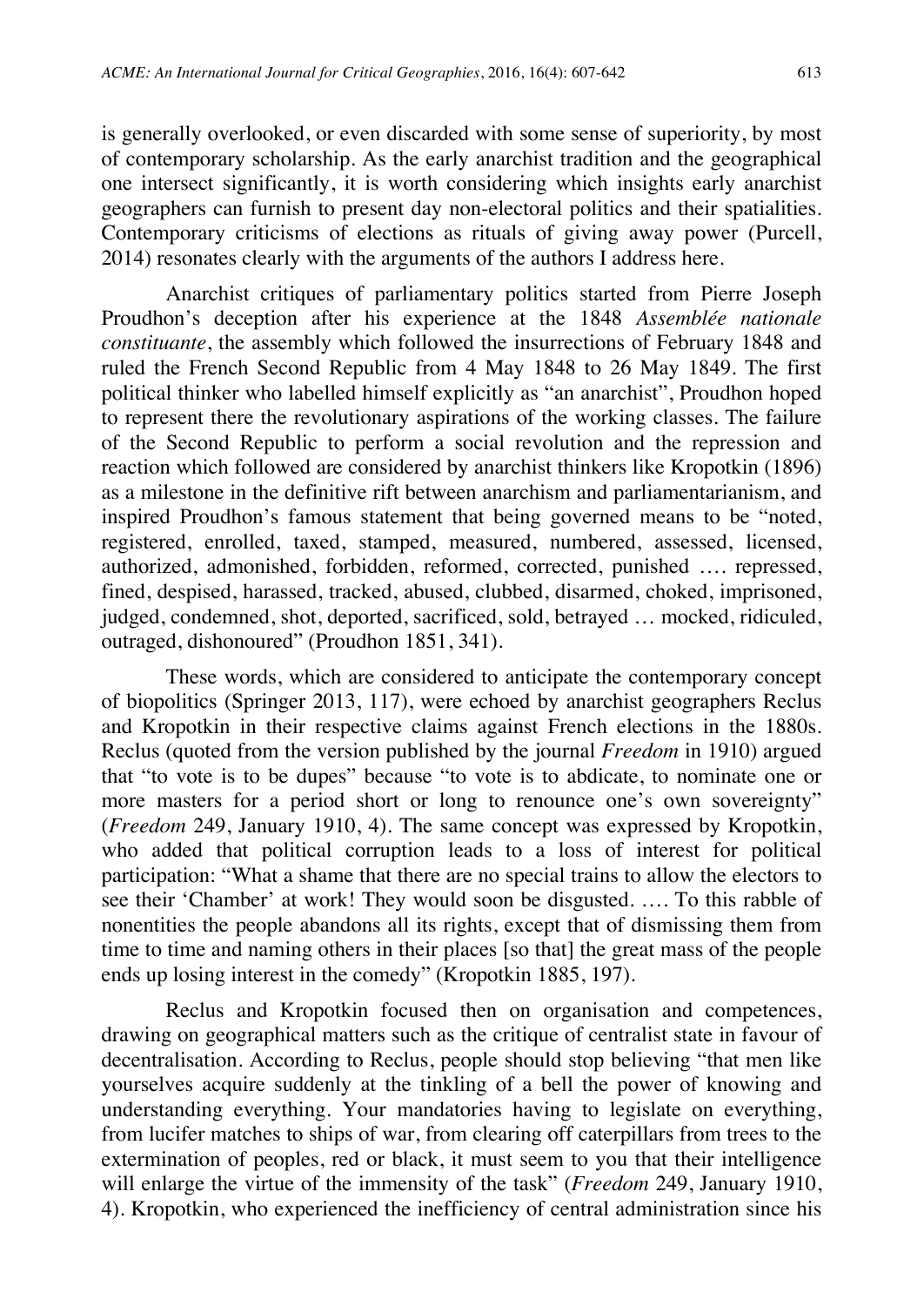is generally overlooked, or even discarded with some sense of superiority, by most of contemporary scholarship. As the early anarchist tradition and the geographical one intersect significantly, it is worth considering which insights early anarchist geographers can furnish to present day non-electoral politics and their spatialities. Contemporary criticisms of elections as rituals of giving away power (Purcell, 2014) resonates clearly with the arguments of the authors I address here.

Anarchist critiques of parliamentary politics started from Pierre Joseph Proudhon's deception after his experience at the 1848 *Assemblée nationale constituante*, the assembly which followed the insurrections of February 1848 and ruled the French Second Republic from 4 May 1848 to 26 May 1849. The first political thinker who labelled himself explicitly as "an anarchist", Proudhon hoped to represent there the revolutionary aspirations of the working classes. The failure of the Second Republic to perform a social revolution and the repression and reaction which followed are considered by anarchist thinkers like Kropotkin (1896) as a milestone in the definitive rift between anarchism and parliamentarianism, and inspired Proudhon's famous statement that being governed means to be "noted, registered, enrolled, taxed, stamped, measured, numbered, assessed, licensed, authorized, admonished, forbidden, reformed, corrected, punished .... repressed, fined, despised, harassed, tracked, abused, clubbed, disarmed, choked, imprisoned, judged, condemned, shot, deported, sacrificed, sold, betrayed … mocked, ridiculed, outraged, dishonoured" (Proudhon 1851, 341).

These words, which are considered to anticipate the contemporary concept of biopolitics (Springer 2013, 117), were echoed by anarchist geographers Reclus and Kropotkin in their respective claims against French elections in the 1880s. Reclus (quoted from the version published by the journal *Freedom* in 1910) argued that "to vote is to be dupes" because "to vote is to abdicate, to nominate one or more masters for a period short or long to renounce one's own sovereignty" (*Freedom* 249, January 1910, 4). The same concept was expressed by Kropotkin, who added that political corruption leads to a loss of interest for political participation: "What a shame that there are no special trains to allow the electors to see their 'Chamber' at work! They would soon be disgusted. …. To this rabble of nonentities the people abandons all its rights, except that of dismissing them from time to time and naming others in their places [so that] the great mass of the people ends up losing interest in the comedy" (Kropotkin 1885, 197).

Reclus and Kropotkin focused then on organisation and competences, drawing on geographical matters such as the critique of centralist state in favour of decentralisation. According to Reclus, people should stop believing "that men like yourselves acquire suddenly at the tinkling of a bell the power of knowing and understanding everything. Your mandatories having to legislate on everything, from lucifer matches to ships of war, from clearing off caterpillars from trees to the extermination of peoples, red or black, it must seem to you that their intelligence will enlarge the virtue of the immensity of the task" (*Freedom* 249, January 1910, 4). Kropotkin, who experienced the inefficiency of central administration since his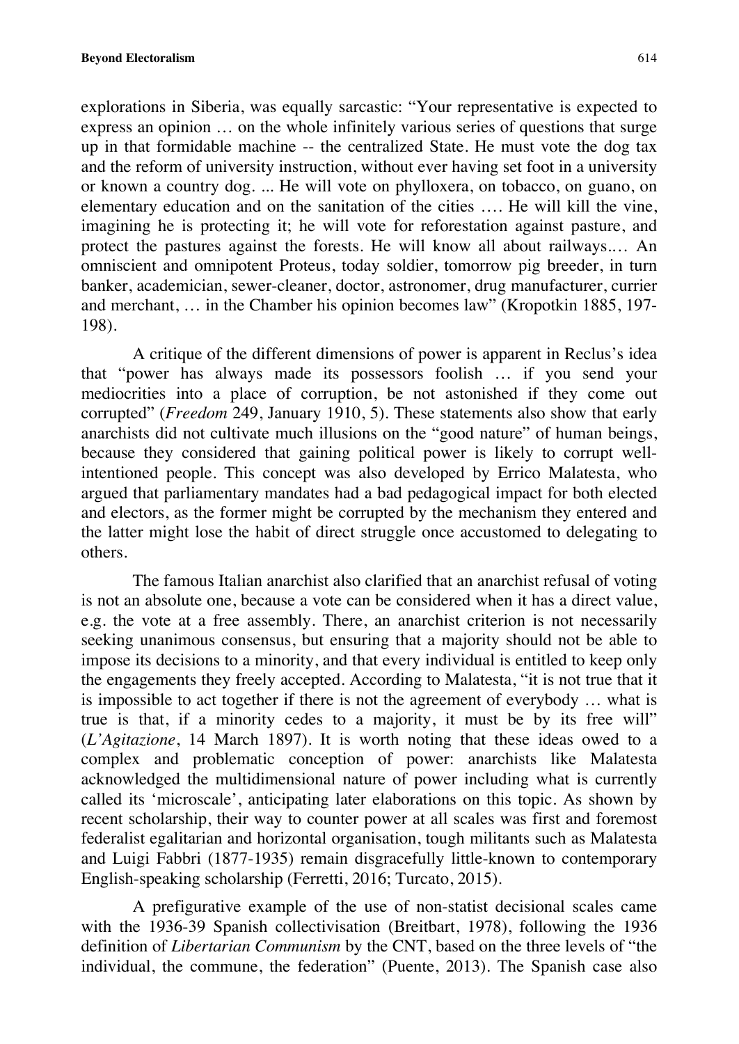explorations in Siberia, was equally sarcastic: "Your representative is expected to express an opinion … on the whole infinitely various series of questions that surge up in that formidable machine -- the centralized State. He must vote the dog tax and the reform of university instruction, without ever having set foot in a university or known a country dog. ... He will vote on phylloxera, on tobacco, on guano, on elementary education and on the sanitation of the cities …. He will kill the vine, imagining he is protecting it; he will vote for reforestation against pasture, and protect the pastures against the forests. He will know all about railways.… An omniscient and omnipotent Proteus, today soldier, tomorrow pig breeder, in turn banker, academician, sewer-cleaner, doctor, astronomer, drug manufacturer, currier and merchant, … in the Chamber his opinion becomes law" (Kropotkin 1885, 197-198).

A critique of the different dimensions of power is apparent in Reclus's idea that "power has always made its possessors foolish … if you send your mediocrities into a place of corruption, be not astonished if they come out corrupted" (*Freedom* 249, January 1910, 5). These statements also show that early anarchists did not cultivate much illusions on the "good nature" of human beings, because they considered that gaining political power is likely to corrupt well-intentioned people. This concept was also developed by Errico Malatesta, who argued that parliamentary mandates had a bad pedagogical impact for both elected and electors, as the former might be corrupted by the mechanism they entered and the latter might lose the habit of direct struggle once accustomed to delegating to others.

The famous Italian anarchist also clarified that an anarchist refusal of voting is not an absolute one, because a vote can be considered when it has a direct value, e.g. the vote at a free assembly. There, an anarchist criterion is not necessarily seeking unanimous consensus, but ensuring that a majority should not be able to impose its decisions to a minority, and that every individual is entitled to keep only the engagements they freely accepted. According to Malatesta, "it is not true that it is impossible to act together if there is not the agreement of everybody … what is true is that, if a minority cedes to a majority, it must be by its free will" (*L'Agitazione*, 14 March 1897). It is worth noting that these ideas owed to a complex and problematic conception of power: anarchists like Malatesta acknowledged the multidimensional nature of power including what is currently called its 'microscale', anticipating later elaborations on this topic. As shown by recent scholarship, their way to counter power at all scales was first and foremost federalist egalitarian and horizontal organisation, tough militants such as Malatesta and Luigi Fabbri (1877-1935) remain disgracefully little-known to contemporary English-speaking scholarship (Ferretti, 2016; Turcato, 2015).

A prefigurative example of the use of non-statist decisional scales came with the 1936-39 Spanish collectivisation (Breitbart, 1978), following the 1936 definition of *Libertarian Communism* by the CNT, based on the three levels of "the individual, the commune, the federation" (Puente, 2013). The Spanish case also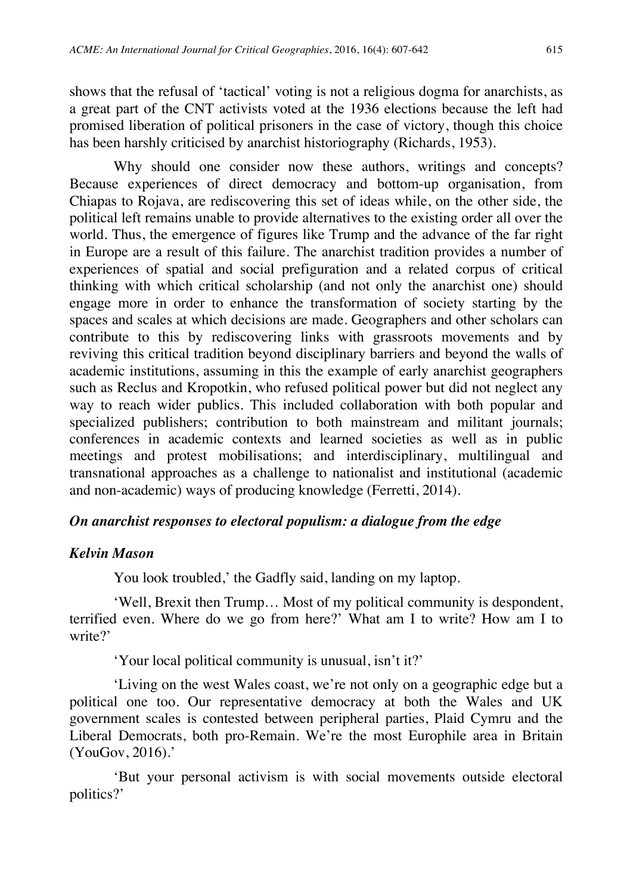shows that the refusal of 'tactical' voting is not a religious dogma for anarchists, as a great part of the CNT activists voted at the 1936 elections because the left had promised liberation of political prisoners in the case of victory, though this choice has been harshly criticised by anarchist historiography (Richards, 1953).

Why should one consider now these authors, writings and concepts? Because experiences of direct democracy and bottom-up organisation, from Chiapas to Rojava, are rediscovering this set of ideas while, on the other side, the political left remains unable to provide alternatives to the existing order all over the world. Thus, the emergence of figures like Trump and the advance of the far right in Europe are a result of this failure. The anarchist tradition provides a number of experiences of spatial and social prefiguration and a related corpus of critical thinking with which critical scholarship (and not only the anarchist one) should engage more in order to enhance the transformation of society starting by the spaces and scales at which decisions are made. Geographers and other scholars can contribute to this by rediscovering links with grassroots movements and by reviving this critical tradition beyond disciplinary barriers and beyond the walls of academic institutions, assuming in this the example of early anarchist geographers such as Reclus and Kropotkin, who refused political power but did not neglect any way to reach wider publics. This included collaboration with both popular and specialized publishers; contribution to both mainstream and militant journals; conferences in academic contexts and learned societies as well as in public meetings and protest mobilisations; and interdisciplinary, multilingual and transnational approaches as a challenge to nationalist and institutional (academic and non-academic) ways of producing knowledge (Ferretti, 2014).

### *On anarchist responses to electoral populism: a dialogue from the edge*

***Kelvin Mason***

You look troubled,' the Gadfly said, landing on my laptop.

'Well, Brexit then Trump… Most of my political community is despondent, terrified even. Where do we go from here?' What am I to write? How am I to write?'

'Your local political community is unusual, isn't it?'

'Living on the west Wales coast, we're not only on a geographic edge but a political one too. Our representative democracy at both the Wales and UK government scales is contested between peripheral parties, Plaid Cymru and the Liberal Democrats, both pro-Remain. We're the most Europhile area in Britain (YouGov, 2016).'

'But your personal activism is with social movements outside electoral politics?'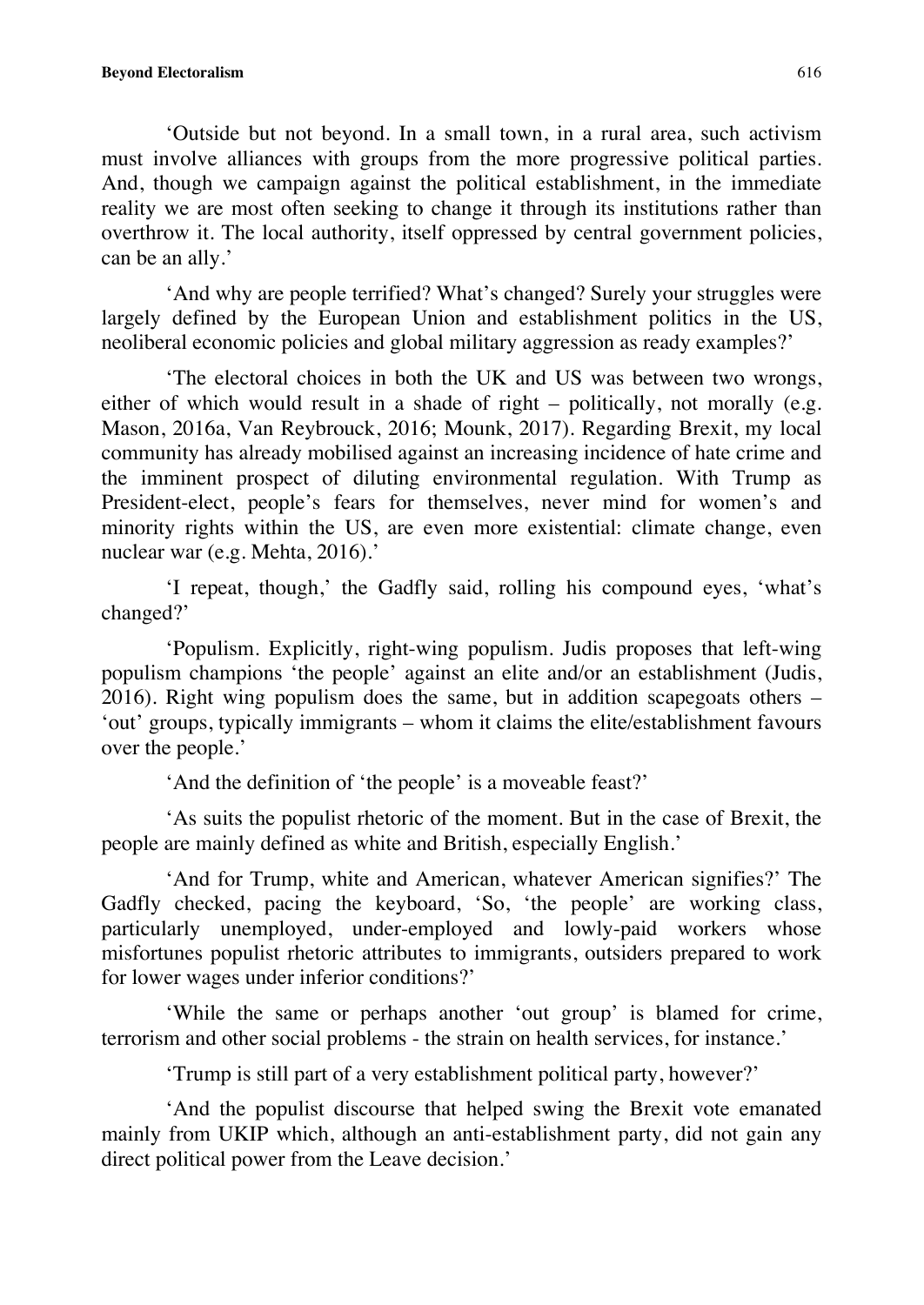'Outside but not beyond. In a small town, in a rural area, such activism must involve alliances with groups from the more progressive political parties. And, though we campaign against the political establishment, in the immediate reality we are most often seeking to change it through its institutions rather than overthrow it. The local authority, itself oppressed by central government policies, can be an ally.'

'And why are people terrified? What's changed? Surely your struggles were largely defined by the European Union and establishment politics in the US, neoliberal economic policies and global military aggression as ready examples?'

'The electoral choices in both the UK and US was between two wrongs, either of which would result in a shade of right – politically, not morally (e.g. Mason, 2016a, Van Reybrouck, 2016; Mounk, 2017). Regarding Brexit, my local community has already mobilised against an increasing incidence of hate crime and the imminent prospect of diluting environmental regulation. With Trump as President-elect, people's fears for themselves, never mind for women's and minority rights within the US, are even more existential: climate change, even nuclear war (e.g. Mehta, 2016).'

'I repeat, though,' the Gadfly said, rolling his compound eyes, 'what's changed?'

'Populism. Explicitly, right-wing populism. Judis proposes that left-wing populism champions 'the people' against an elite and/or an establishment (Judis, 2016). Right wing populism does the same, but in addition scapegoats others – 'out' groups, typically immigrants – whom it claims the elite/establishment favours over the people.'

'And the definition of 'the people' is a moveable feast?'

'As suits the populist rhetoric of the moment. But in the case of Brexit, the people are mainly defined as white and British, especially English.'

'And for Trump, white and American, whatever American signifies?' The Gadfly checked, pacing the keyboard, 'So, 'the people' are working class, particularly unemployed, under-employed and lowly-paid workers whose misfortunes populist rhetoric attributes to immigrants, outsiders prepared to work for lower wages under inferior conditions?'

'While the same or perhaps another 'out group' is blamed for crime, terrorism and other social problems - the strain on health services, for instance.'

'Trump is still part of a very establishment political party, however?'

'And the populist discourse that helped swing the Brexit vote emanated mainly from UKIP which, although an anti-establishment party, did not gain any direct political power from the Leave decision.'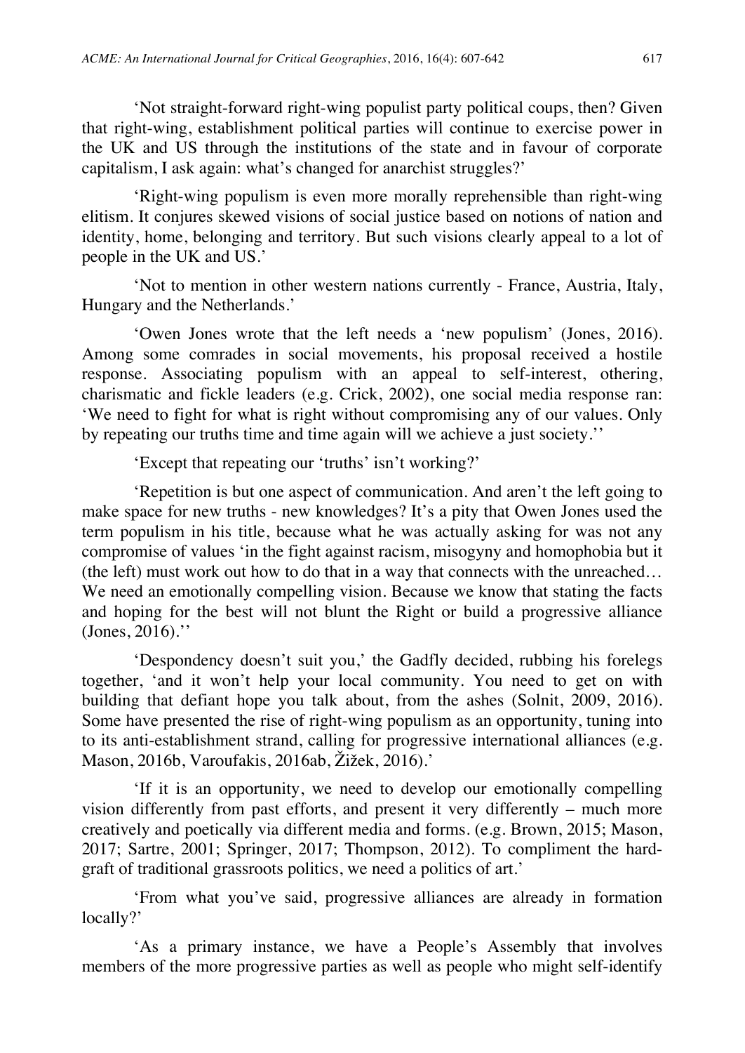'Not straight-forward right-wing populist party political coups, then? Given that right-wing, establishment political parties will continue to exercise power in the UK and US through the institutions of the state and in favour of corporate capitalism, I ask again: what's changed for anarchist struggles?'

'Right-wing populism is even more morally reprehensible than right-wing elitism. It conjures skewed visions of social justice based on notions of nation and identity, home, belonging and territory. But such visions clearly appeal to a lot of people in the UK and US.'

'Not to mention in other western nations currently - France, Austria, Italy, Hungary and the Netherlands.'

'Owen Jones wrote that the left needs a 'new populism' (Jones, 2016). Among some comrades in social movements, his proposal received a hostile response. Associating populism with an appeal to self-interest, othering, charismatic and fickle leaders (e.g. Crick, 2002), one social media response ran: 'We need to fight for what is right without compromising any of our values. Only by repeating our truths time and time again will we achieve a just society.''

'Except that repeating our 'truths' isn't working?'

'Repetition is but one aspect of communication. And aren't the left going to make space for new truths - new knowledges? It's a pity that Owen Jones used the term populism in his title, because what he was actually asking for was not any compromise of values 'in the fight against racism, misogyny and homophobia but it (the left) must work out how to do that in a way that connects with the unreached… We need an emotionally compelling vision. Because we know that stating the facts and hoping for the best will not blunt the Right or build a progressive alliance (Jones, 2016).''

'Despondency doesn't suit you,' the Gadfly decided, rubbing his forelegs together, 'and it won't help your local community. You need to get on with building that defiant hope you talk about, from the ashes (Solnit, 2009, 2016). Some have presented the rise of right-wing populism as an opportunity, tuning into to its anti-establishment strand, calling for progressive international alliances (e.g. Mason, 2016b, Varoufakis, 2016ab, Žižek, 2016).'

'If it is an opportunity, we need to develop our emotionally compelling vision differently from past efforts, and present it very differently – much more creatively and poetically via different media and forms. (e.g. Brown, 2015; Mason, 2017; Sartre, 2001; Springer, 2017; Thompson, 2012). To compliment the hard-graft of traditional grassroots politics, we need a politics of art.'

'From what you've said, progressive alliances are already in formation locally?'

'As a primary instance, we have a People's Assembly that involves members of the more progressive parties as well as people who might self-identify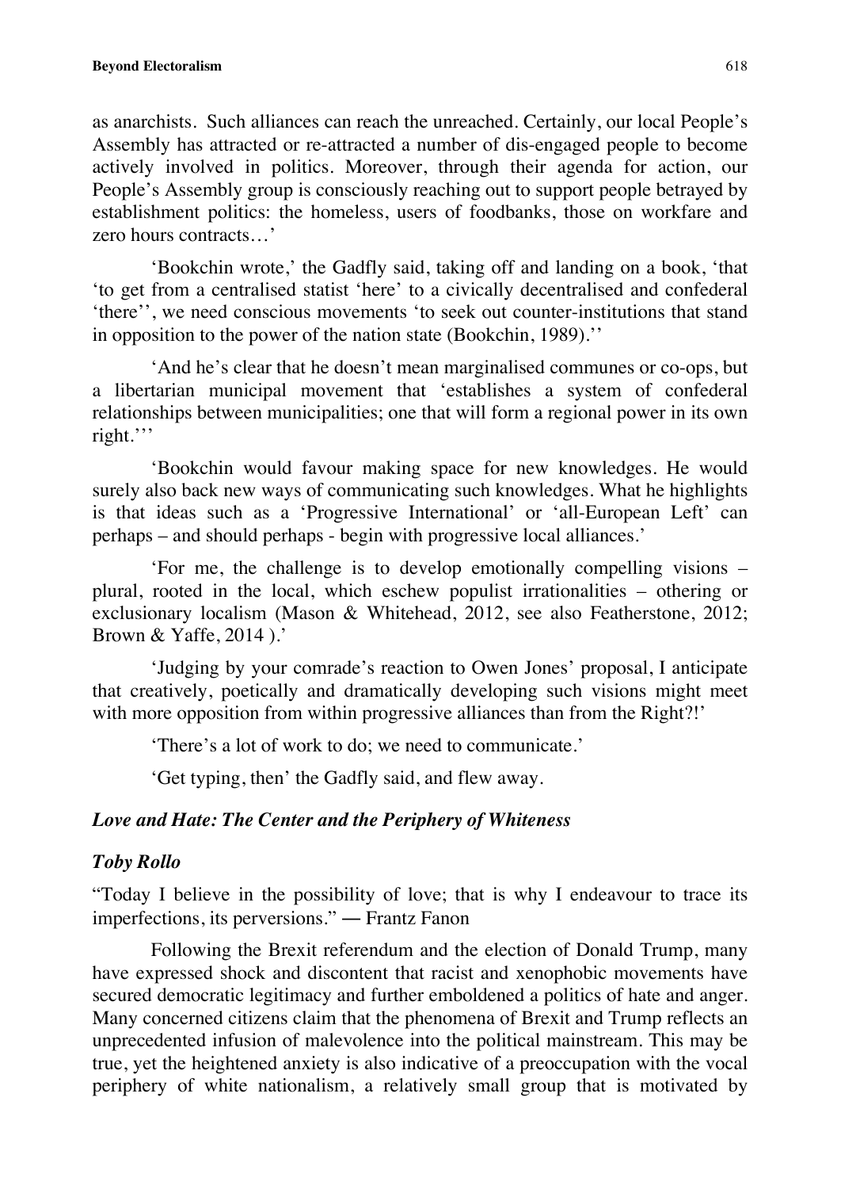as anarchists. Such alliances can reach the unreached. Certainly, our local People's Assembly has attracted or re-attracted a number of dis-engaged people to become actively involved in politics. Moreover, through their agenda for action, our People's Assembly group is consciously reaching out to support people betrayed by establishment politics: the homeless, users of foodbanks, those on workfare and zero hours contracts…'

'Bookchin wrote,' the Gadfly said, taking off and landing on a book, 'that 'to get from a centralised statist 'here' to a civically decentralised and confederal 'there'', we need conscious movements 'to seek out counter-institutions that stand in opposition to the power of the nation state (Bookchin, 1989).''

'And he's clear that he doesn't mean marginalised communes or co-ops, but a libertarian municipal movement that 'establishes a system of confederal relationships between municipalities; one that will form a regional power in its own right.'''

'Bookchin would favour making space for new knowledges. He would surely also back new ways of communicating such knowledges. What he highlights is that ideas such as a 'Progressive International' or 'all-European Left' can perhaps – and should perhaps - begin with progressive local alliances.'

'For me, the challenge is to develop emotionally compelling visions – plural, rooted in the local, which eschew populist irrationalities – othering or exclusionary localism (Mason & Whitehead, 2012, see also Featherstone, 2012; Brown & Yaffe, 2014 ).'

'Judging by your comrade's reaction to Owen Jones' proposal, I anticipate that creatively, poetically and dramatically developing such visions might meet with more opposition from within progressive alliances than from the Right?!'

'There's a lot of work to do; we need to communicate.'

'Get typing, then' the Gadfly said, and flew away.

### *Love and Hate: The Center and the Periphery of Whiteness*

***Toby Rollo***

"Today I believe in the possibility of love; that is why I endeavour to trace its imperfections, its perversions." ― Frantz Fanon

Following the Brexit referendum and the election of Donald Trump, many have expressed shock and discontent that racist and xenophobic movements have secured democratic legitimacy and further emboldened a politics of hate and anger. Many concerned citizens claim that the phenomena of Brexit and Trump reflects an unprecedented infusion of malevolence into the political mainstream. This may be true, yet the heightened anxiety is also indicative of a preoccupation with the vocal periphery of white nationalism, a relatively small group that is motivated by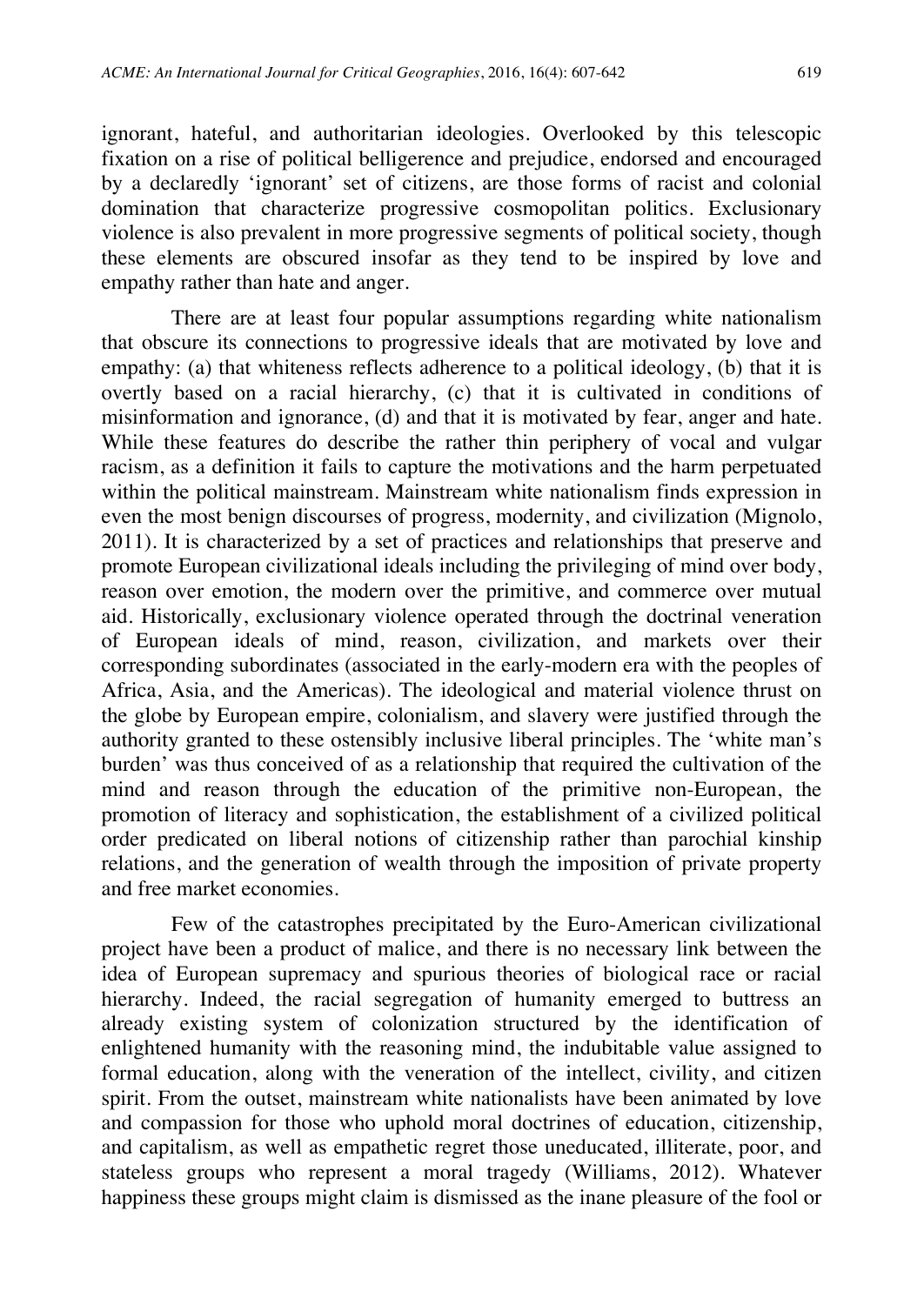ignorant, hateful, and authoritarian ideologies. Overlooked by this telescopic fixation on a rise of political belligerence and prejudice, endorsed and encouraged by a declaredly 'ignorant' set of citizens, are those forms of racist and colonial domination that characterize progressive cosmopolitan politics. Exclusionary violence is also prevalent in more progressive segments of political society, though these elements are obscured insofar as they tend to be inspired by love and empathy rather than hate and anger.

There are at least four popular assumptions regarding white nationalism that obscure its connections to progressive ideals that are motivated by love and empathy: (a) that whiteness reflects adherence to a political ideology, (b) that it is overtly based on a racial hierarchy, (c) that it is cultivated in conditions of misinformation and ignorance, (d) and that it is motivated by fear, anger and hate. While these features do describe the rather thin periphery of vocal and vulgar racism, as a definition it fails to capture the motivations and the harm perpetuated within the political mainstream. Mainstream white nationalism finds expression in even the most benign discourses of progress, modernity, and civilization (Mignolo, 2011). It is characterized by a set of practices and relationships that preserve and promote European civilizational ideals including the privileging of mind over body, reason over emotion, the modern over the primitive, and commerce over mutual aid. Historically, exclusionary violence operated through the doctrinal veneration of European ideals of mind, reason, civilization, and markets over their corresponding subordinates (associated in the early-modern era with the peoples of Africa, Asia, and the Americas). The ideological and material violence thrust on the globe by European empire, colonialism, and slavery were justified through the authority granted to these ostensibly inclusive liberal principles. The 'white man's burden' was thus conceived of as a relationship that required the cultivation of the mind and reason through the education of the primitive non-European, the promotion of literacy and sophistication, the establishment of a civilized political order predicated on liberal notions of citizenship rather than parochial kinship relations, and the generation of wealth through the imposition of private property and free market economies.

Few of the catastrophes precipitated by the Euro-American civilizational project have been a product of malice, and there is no necessary link between the idea of European supremacy and spurious theories of biological race or racial hierarchy. Indeed, the racial segregation of humanity emerged to buttress an already existing system of colonization structured by the identification of enlightened humanity with the reasoning mind, the indubitable value assigned to formal education, along with the veneration of the intellect, civility, and citizen spirit. From the outset, mainstream white nationalists have been animated by love and compassion for those who uphold moral doctrines of education, citizenship, and capitalism, as well as empathetic regret those uneducated, illiterate, poor, and stateless groups who represent a moral tragedy (Williams, 2012). Whatever happiness these groups might claim is dismissed as the inane pleasure of the fool or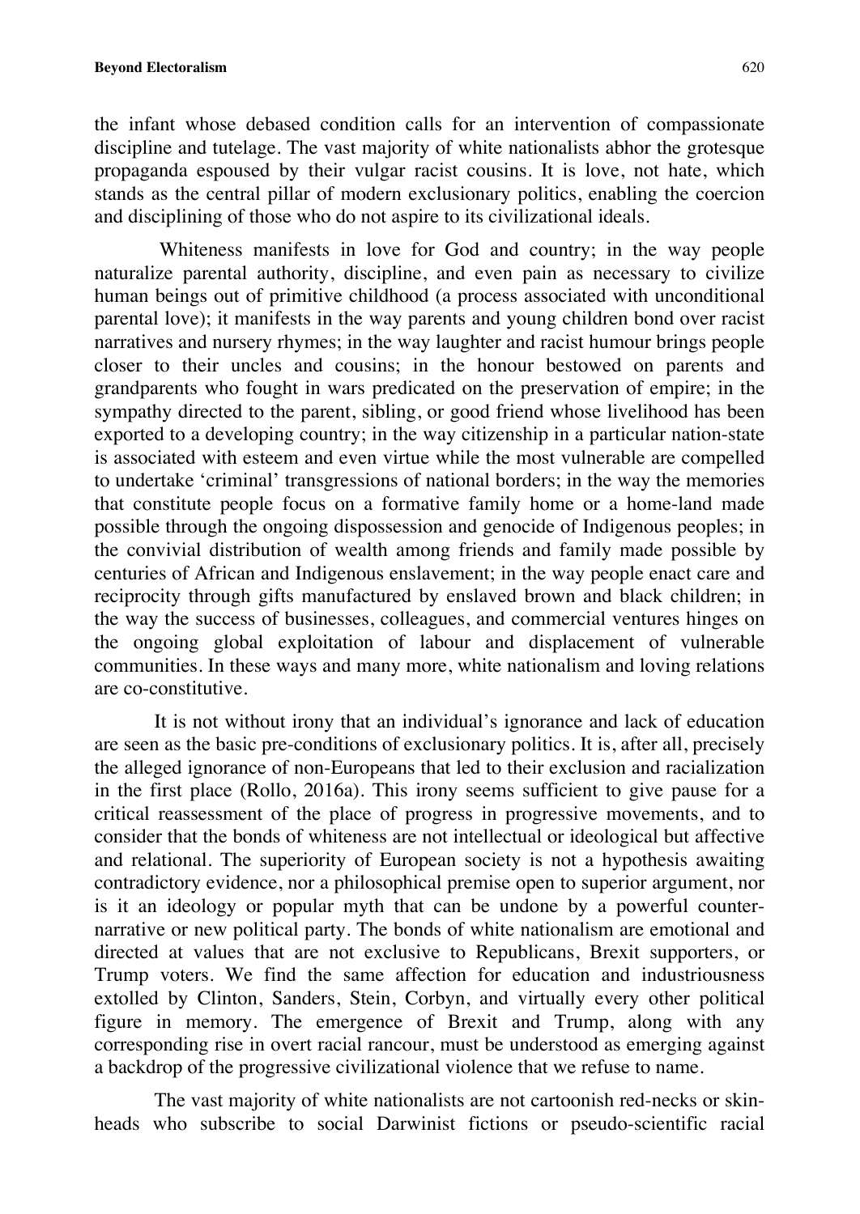the infant whose debased condition calls for an intervention of compassionate discipline and tutelage. The vast majority of white nationalists abhor the grotesque propaganda espoused by their vulgar racist cousins. It is love, not hate, which stands as the central pillar of modern exclusionary politics, enabling the coercion and disciplining of those who do not aspire to its civilizational ideals.

Whiteness manifests in love for God and country; in the way people naturalize parental authority, discipline, and even pain as necessary to civilize human beings out of primitive childhood (a process associated with unconditional parental love); it manifests in the way parents and young children bond over racist narratives and nursery rhymes; in the way laughter and racist humour brings people closer to their uncles and cousins; in the honour bestowed on parents and grandparents who fought in wars predicated on the preservation of empire; in the sympathy directed to the parent, sibling, or good friend whose livelihood has been exported to a developing country; in the way citizenship in a particular nation-state is associated with esteem and even virtue while the most vulnerable are compelled to undertake 'criminal' transgressions of national borders; in the way the memories that constitute people focus on a formative family home or a home-land made possible through the ongoing dispossession and genocide of Indigenous peoples; in the convivial distribution of wealth among friends and family made possible by centuries of African and Indigenous enslavement; in the way people enact care and reciprocity through gifts manufactured by enslaved brown and black children; in the way the success of businesses, colleagues, and commercial ventures hinges on the ongoing global exploitation of labour and displacement of vulnerable communities. In these ways and many more, white nationalism and loving relations are co-constitutive.

It is not without irony that an individual's ignorance and lack of education are seen as the basic pre-conditions of exclusionary politics. It is, after all, precisely the alleged ignorance of non-Europeans that led to their exclusion and racialization in the first place (Rollo, 2016a). This irony seems sufficient to give pause for a critical reassessment of the place of progress in progressive movements, and to consider that the bonds of whiteness are not intellectual or ideological but affective and relational. The superiority of European society is not a hypothesis awaiting contradictory evidence, nor a philosophical premise open to superior argument, nor is it an ideology or popular myth that can be undone by a powerful counter-narrative or new political party. The bonds of white nationalism are emotional and directed at values that are not exclusive to Republicans, Brexit supporters, or Trump voters. We find the same affection for education and industriousness extolled by Clinton, Sanders, Stein, Corbyn, and virtually every other political figure in memory. The emergence of Brexit and Trump, along with any corresponding rise in overt racial rancour, must be understood as emerging against a backdrop of the progressive civilizational violence that we refuse to name.

The vast majority of white nationalists are not cartoonish red-necks or skin-heads who subscribe to social Darwinist fictions or pseudo-scientific racial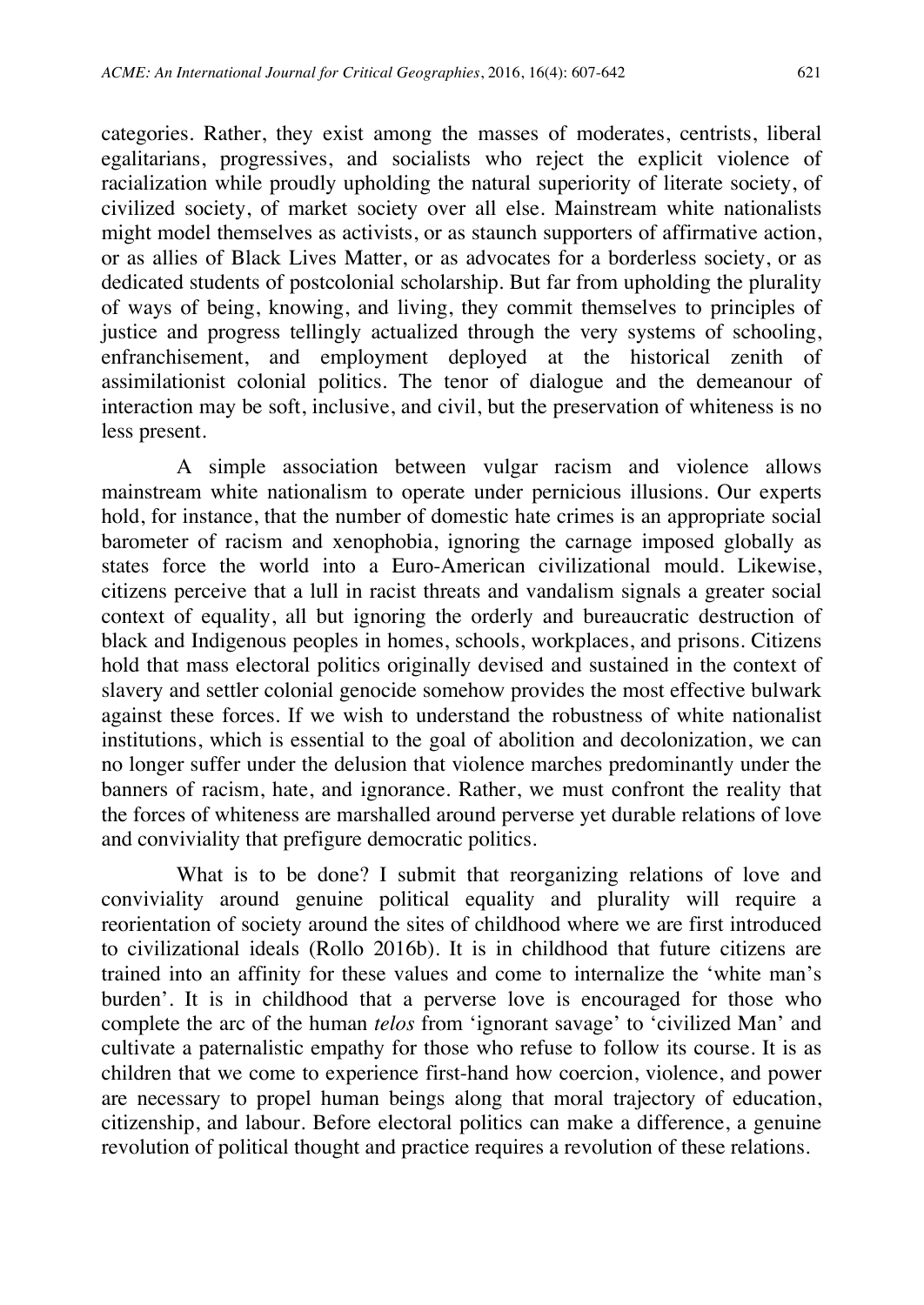categories. Rather, they exist among the masses of moderates, centrists, liberal egalitarians, progressives, and socialists who reject the explicit violence of racialization while proudly upholding the natural superiority of literate society, of civilized society, of market society over all else. Mainstream white nationalists might model themselves as activists, or as staunch supporters of affirmative action, or as allies of Black Lives Matter, or as advocates for a borderless society, or as dedicated students of postcolonial scholarship. But far from upholding the plurality of ways of being, knowing, and living, they commit themselves to principles of justice and progress tellingly actualized through the very systems of schooling, enfranchisement, and employment deployed at the historical zenith of assimilationist colonial politics. The tenor of dialogue and the demeanour of interaction may be soft, inclusive, and civil, but the preservation of whiteness is no less present.

A simple association between vulgar racism and violence allows mainstream white nationalism to operate under pernicious illusions. Our experts hold, for instance, that the number of domestic hate crimes is an appropriate social barometer of racism and xenophobia, ignoring the carnage imposed globally as states force the world into a Euro-American civilizational mould. Likewise, citizens perceive that a lull in racist threats and vandalism signals a greater social context of equality, all but ignoring the orderly and bureaucratic destruction of black and Indigenous peoples in homes, schools, workplaces, and prisons. Citizens hold that mass electoral politics originally devised and sustained in the context of slavery and settler colonial genocide somehow provides the most effective bulwark against these forces. If we wish to understand the robustness of white nationalist institutions, which is essential to the goal of abolition and decolonization, we can no longer suffer under the delusion that violence marches predominantly under the banners of racism, hate, and ignorance. Rather, we must confront the reality that the forces of whiteness are marshalled around perverse yet durable relations of love and conviviality that prefigure democratic politics.

What is to be done? I submit that reorganizing relations of love and conviviality around genuine political equality and plurality will require a reorientation of society around the sites of childhood where we are first introduced to civilizational ideals (Rollo 2016b). It is in childhood that future citizens are trained into an affinity for these values and come to internalize the 'white man's burden'. It is in childhood that a perverse love is encouraged for those who complete the arc of the human *telos* from 'ignorant savage' to 'civilized Man' and cultivate a paternalistic empathy for those who refuse to follow its course. It is as children that we come to experience first-hand how coercion, violence, and power are necessary to propel human beings along that moral trajectory of education, citizenship, and labour. Before electoral politics can make a difference, a genuine revolution of political thought and practice requires a revolution of these relations.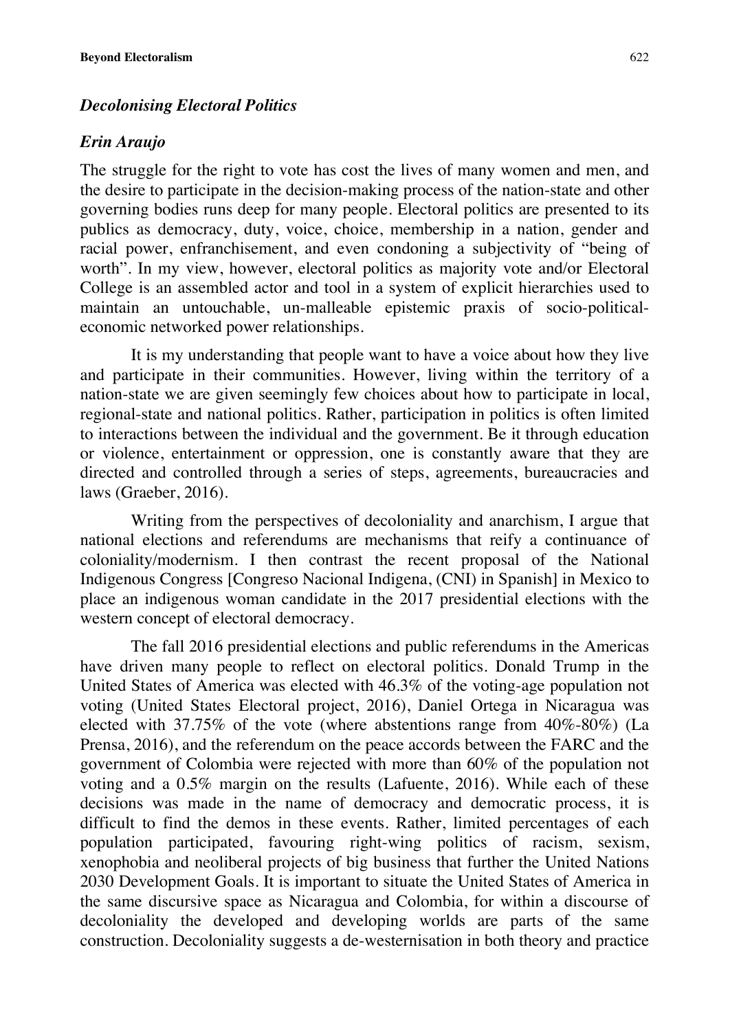### *Decolonising Electoral Politics*

### *Erin Araujo*

The struggle for the right to vote has cost the lives of many women and men, and the desire to participate in the decision-making process of the nation-state and other governing bodies runs deep for many people. Electoral politics are presented to its publics as democracy, duty, voice, choice, membership in a nation, gender and racial power, enfranchisement, and even condoning a subjectivity of "being of worth". In my view, however, electoral politics as majority vote and/or Electoral College is an assembled actor and tool in a system of explicit hierarchies used to maintain an untouchable, un-malleable epistemic praxis of socio-political-economic networked power relationships.

It is my understanding that people want to have a voice about how they live and participate in their communities. However, living within the territory of a nation-state we are given seemingly few choices about how to participate in local, regional-state and national politics. Rather, participation in politics is often limited to interactions between the individual and the government. Be it through education or violence, entertainment or oppression, one is constantly aware that they are directed and controlled through a series of steps, agreements, bureaucracies and laws (Graeber, 2016).

Writing from the perspectives of decoloniality and anarchism, I argue that national elections and referendums are mechanisms that reify a continuance of coloniality/modernism. I then contrast the recent proposal of the National Indigenous Congress [Congreso Nacional Indigena, (CNI) in Spanish] in Mexico to place an indigenous woman candidate in the 2017 presidential elections with the western concept of electoral democracy.

The fall 2016 presidential elections and public referendums in the Americas have driven many people to reflect on electoral politics. Donald Trump in the United States of America was elected with 46.3% of the voting-age population not voting (United States Electoral project, 2016), Daniel Ortega in Nicaragua was elected with 37.75% of the vote (where abstentions range from 40%-80%) (La Prensa, 2016), and the referendum on the peace accords between the FARC and the government of Colombia were rejected with more than 60% of the population not voting and a 0.5% margin on the results (Lafuente, 2016). While each of these decisions was made in the name of democracy and democratic process, it is difficult to find the demos in these events. Rather, limited percentages of each population participated, favouring right-wing politics of racism, sexism, xenophobia and neoliberal projects of big business that further the United Nations 2030 Development Goals. It is important to situate the United States of America in the same discursive space as Nicaragua and Colombia, for within a discourse of decoloniality the developed and developing worlds are parts of the same construction. Decoloniality suggests a de-westernisation in both theory and practice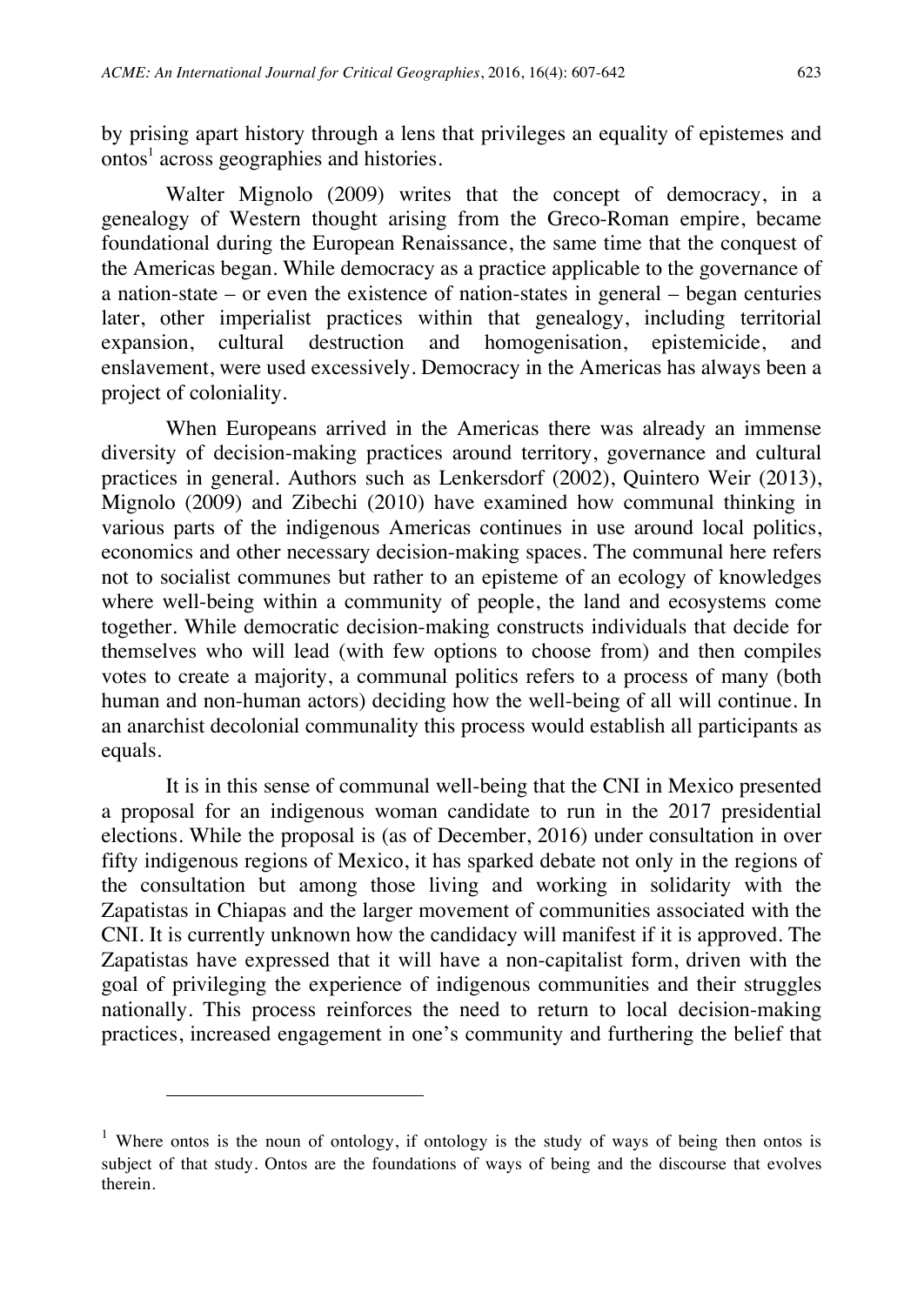by prising apart history through a lens that privileges an equality of epistemes and ontos[1] across geographies and histories.

Walter Mignolo (2009) writes that the concept of democracy, in a genealogy of Western thought arising from the Greco-Roman empire, became foundational during the European Renaissance, the same time that the conquest of the Americas began. While democracy as a practice applicable to the governance of a nation-state – or even the existence of nation-states in general – began centuries later, other imperialist practices within that genealogy, including territorial expansion, cultural destruction and homogenisation, epistemicide, and enslavement, were used excessively. Democracy in the Americas has always been a project of coloniality.

When Europeans arrived in the Americas there was already an immense diversity of decision-making practices around territory, governance and cultural practices in general. Authors such as Lenkersdorf (2002), Quintero Weir (2013), Mignolo (2009) and Zibechi (2010) have examined how communal thinking in various parts of the indigenous Americas continues in use around local politics, economics and other necessary decision-making spaces. The communal here refers not to socialist communes but rather to an episteme of an ecology of knowledges where well-being within a community of people, the land and ecosystems come together. While democratic decision-making constructs individuals that decide for themselves who will lead (with few options to choose from) and then compiles votes to create a majority, a communal politics refers to a process of many (both human and non-human actors) deciding how the well-being of all will continue. In an anarchist decolonial communality this process would establish all participants as equals.

It is in this sense of communal well-being that the CNI in Mexico presented a proposal for an indigenous woman candidate to run in the 2017 presidential elections. While the proposal is (as of December, 2016) under consultation in over fifty indigenous regions of Mexico, it has sparked debate not only in the regions of the consultation but among those living and working in solidarity with the Zapatistas in Chiapas and the larger movement of communities associated with the CNI. It is currently unknown how the candidacy will manifest if it is approved. The Zapatistas have expressed that it will have a non-capitalist form, driven with the goal of privileging the experience of indigenous communities and their struggles nationally. This process reinforces the need to return to local decision-making practices, increased engagement in one's community and furthering the belief that

---

[1] Where ontos is the noun of ontology, if ontology is the study of ways of being then ontos is subject of that study. Ontos are the foundations of ways of being and the discourse that evolves therein.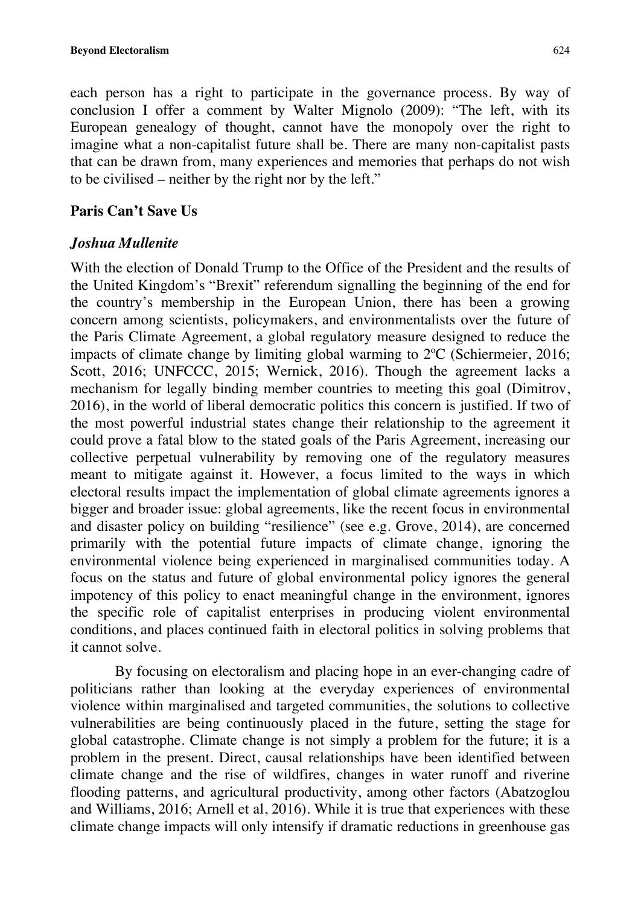each person has a right to participate in the governance process. By way of conclusion I offer a comment by Walter Mignolo (2009): "The left, with its European genealogy of thought, cannot have the monopoly over the right to imagine what a non-capitalist future shall be. There are many non-capitalist pasts that can be drawn from, many experiences and memories that perhaps do not wish to be civilised – neither by the right nor by the left."

## Paris Can't Save Us

### *Joshua Mullenite*

With the election of Donald Trump to the Office of the President and the results of the United Kingdom's "Brexit" referendum signalling the beginning of the end for the country's membership in the European Union, there has been a growing concern among scientists, policymakers, and environmentalists over the future of the Paris Climate Agreement, a global regulatory measure designed to reduce the impacts of climate change by limiting global warming to 2ºC (Schiermeier, 2016; Scott, 2016; UNFCCC, 2015; Wernick, 2016). Though the agreement lacks a mechanism for legally binding member countries to meeting this goal (Dimitrov, 2016), in the world of liberal democratic politics this concern is justified. If two of the most powerful industrial states change their relationship to the agreement it could prove a fatal blow to the stated goals of the Paris Agreement, increasing our collective perpetual vulnerability by removing one of the regulatory measures meant to mitigate against it. However, a focus limited to the ways in which electoral results impact the implementation of global climate agreements ignores a bigger and broader issue: global agreements, like the recent focus in environmental and disaster policy on building "resilience" (see e.g. Grove, 2014), are concerned primarily with the potential future impacts of climate change, ignoring the environmental violence being experienced in marginalised communities today. A focus on the status and future of global environmental policy ignores the general impotency of this policy to enact meaningful change in the environment, ignores the specific role of capitalist enterprises in producing violent environmental conditions, and places continued faith in electoral politics in solving problems that it cannot solve.

By focusing on electoralism and placing hope in an ever-changing cadre of politicians rather than looking at the everyday experiences of environmental violence within marginalised and targeted communities, the solutions to collective vulnerabilities are being continuously placed in the future, setting the stage for global catastrophe. Climate change is not simply a problem for the future; it is a problem in the present. Direct, causal relationships have been identified between climate change and the rise of wildfires, changes in water runoff and riverine flooding patterns, and agricultural productivity, among other factors (Abatzoglou and Williams, 2016; Arnell et al, 2016). While it is true that experiences with these climate change impacts will only intensify if dramatic reductions in greenhouse gas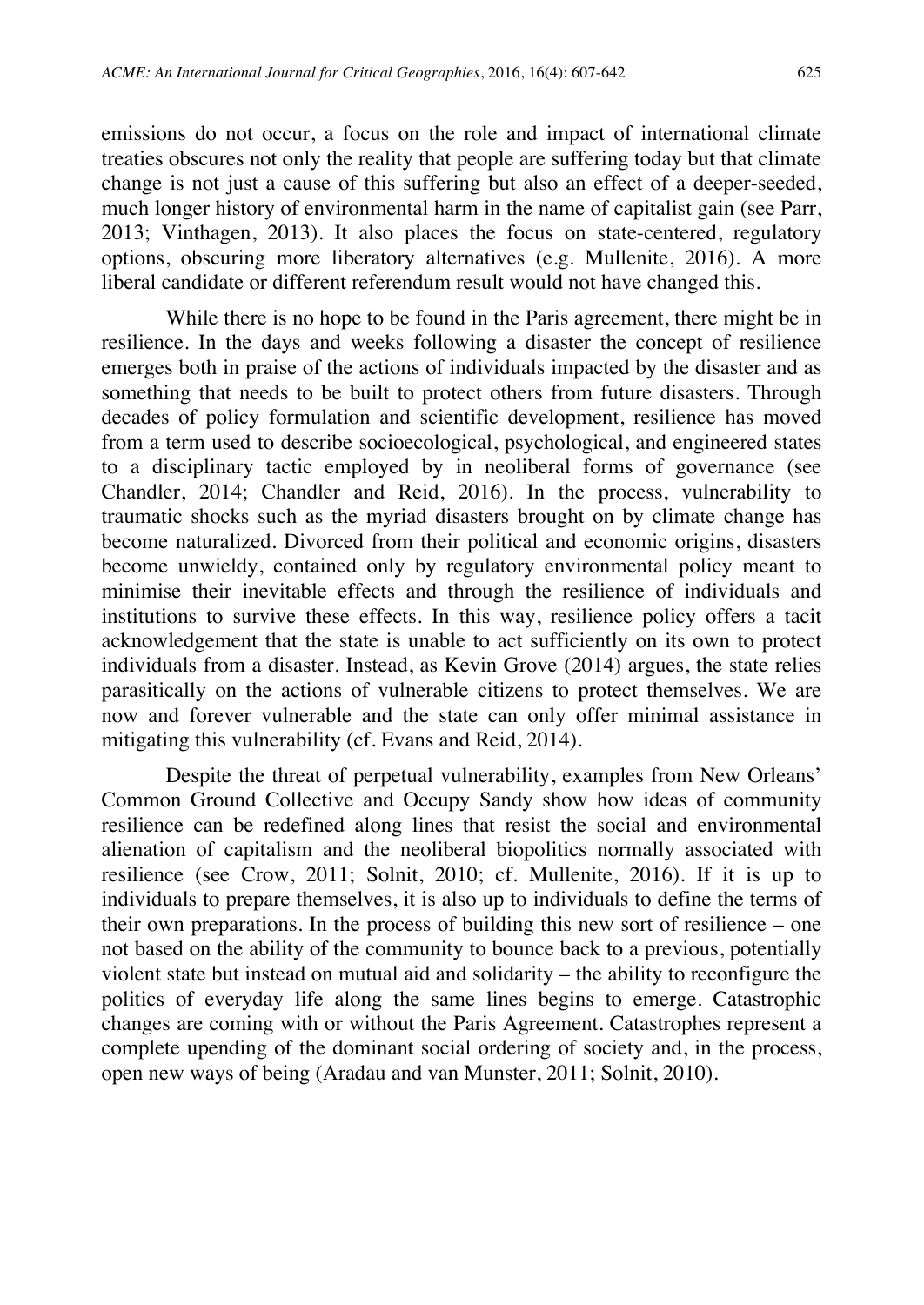emissions do not occur, a focus on the role and impact of international climate treaties obscures not only the reality that people are suffering today but that climate change is not just a cause of this suffering but also an effect of a deeper-seeded, much longer history of environmental harm in the name of capitalist gain (see Parr, 2013; Vinthagen, 2013). It also places the focus on state-centered, regulatory options, obscuring more liberatory alternatives (e.g. Mullenite, 2016). A more liberal candidate or different referendum result would not have changed this.

While there is no hope to be found in the Paris agreement, there might be in resilience. In the days and weeks following a disaster the concept of resilience emerges both in praise of the actions of individuals impacted by the disaster and as something that needs to be built to protect others from future disasters. Through decades of policy formulation and scientific development, resilience has moved from a term used to describe socioecological, psychological, and engineered states to a disciplinary tactic employed by in neoliberal forms of governance (see Chandler, 2014; Chandler and Reid, 2016). In the process, vulnerability to traumatic shocks such as the myriad disasters brought on by climate change has become naturalized. Divorced from their political and economic origins, disasters become unwieldy, contained only by regulatory environmental policy meant to minimise their inevitable effects and through the resilience of individuals and institutions to survive these effects. In this way, resilience policy offers a tacit acknowledgement that the state is unable to act sufficiently on its own to protect individuals from a disaster. Instead, as Kevin Grove (2014) argues, the state relies parasitically on the actions of vulnerable citizens to protect themselves. We are now and forever vulnerable and the state can only offer minimal assistance in mitigating this vulnerability (cf. Evans and Reid, 2014).

Despite the threat of perpetual vulnerability, examples from New Orleans' Common Ground Collective and Occupy Sandy show how ideas of community resilience can be redefined along lines that resist the social and environmental alienation of capitalism and the neoliberal biopolitics normally associated with resilience (see Crow, 2011; Solnit, 2010; cf. Mullenite, 2016). If it is up to individuals to prepare themselves, it is also up to individuals to define the terms of their own preparations. In the process of building this new sort of resilience – one not based on the ability of the community to bounce back to a previous, potentially violent state but instead on mutual aid and solidarity – the ability to reconfigure the politics of everyday life along the same lines begins to emerge. Catastrophic changes are coming with or without the Paris Agreement. Catastrophes represent a complete upending of the dominant social ordering of society and, in the process, open new ways of being (Aradau and van Munster, 2011; Solnit, 2010).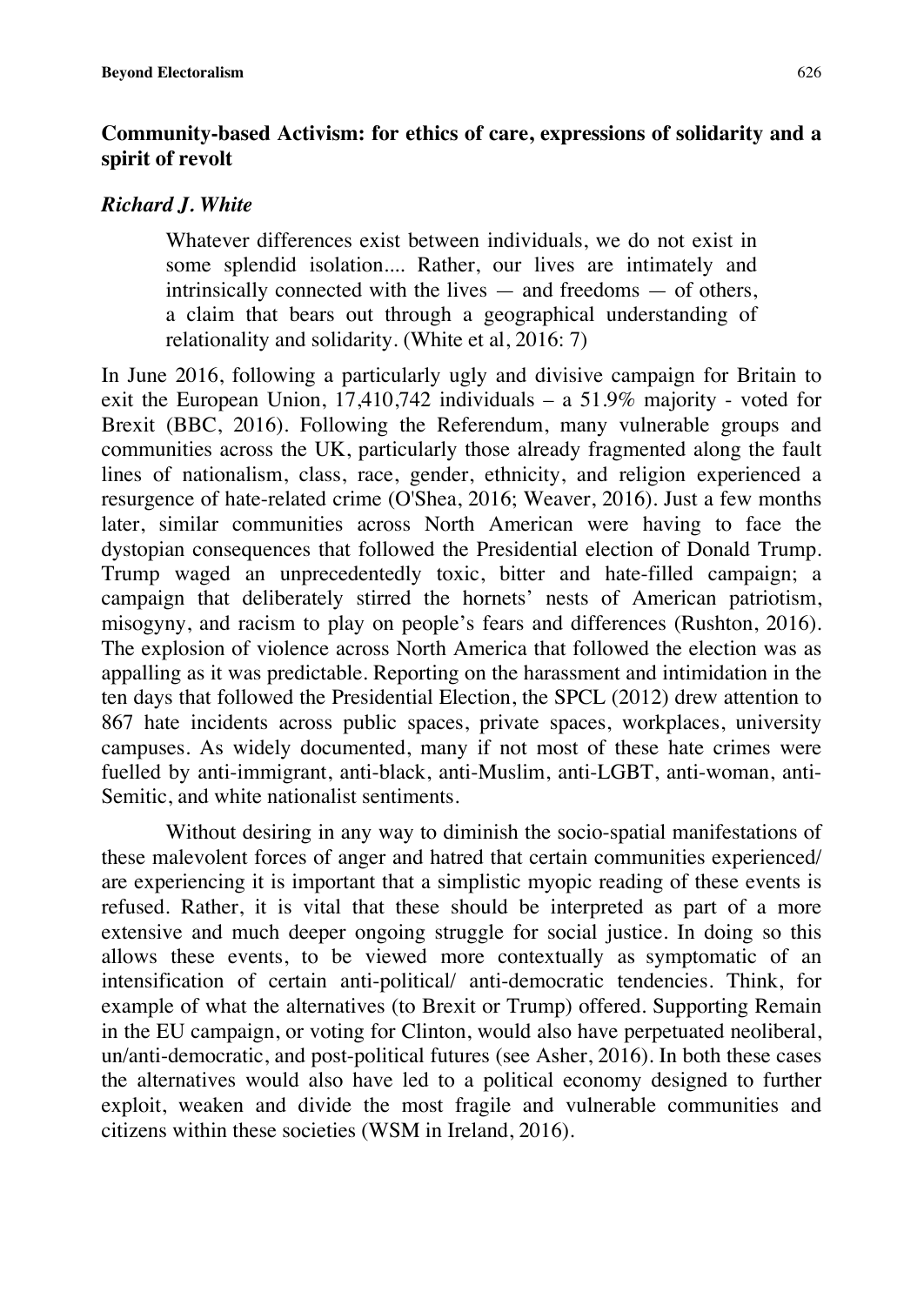## Community-based Activism: for ethics of care, expressions of solidarity and a spirit of revolt

### *Richard J. White*

> Whatever differences exist between individuals, we do not exist in some splendid isolation.... Rather, our lives are intimately and intrinsically connected with the lives — and freedoms — of others, a claim that bears out through a geographical understanding of relationality and solidarity. (White et al, 2016: 7)

In June 2016, following a particularly ugly and divisive campaign for Britain to exit the European Union, 17,410,742 individuals – a 51.9% majority - voted for Brexit (BBC, 2016). Following the Referendum, many vulnerable groups and communities across the UK, particularly those already fragmented along the fault lines of nationalism, class, race, gender, ethnicity, and religion experienced a resurgence of hate-related crime (O'Shea, 2016; Weaver, 2016). Just a few months later, similar communities across North American were having to face the dystopian consequences that followed the Presidential election of Donald Trump. Trump waged an unprecedentedly toxic, bitter and hate-filled campaign; a campaign that deliberately stirred the hornets' nests of American patriotism, misogyny, and racism to play on people's fears and differences (Rushton, 2016). The explosion of violence across North America that followed the election was as appalling as it was predictable. Reporting on the harassment and intimidation in the ten days that followed the Presidential Election, the SPCL (2012) drew attention to 867 hate incidents across public spaces, private spaces, workplaces, university campuses. As widely documented, many if not most of these hate crimes were fuelled by anti-immigrant, anti-black, anti-Muslim, anti-LGBT, anti-woman, anti-Semitic, and white nationalist sentiments.

Without desiring in any way to diminish the socio-spatial manifestations of these malevolent forces of anger and hatred that certain communities experienced/ are experiencing it is important that a simplistic myopic reading of these events is refused. Rather, it is vital that these should be interpreted as part of a more extensive and much deeper ongoing struggle for social justice. In doing so this allows these events, to be viewed more contextually as symptomatic of an intensification of certain anti-political/ anti-democratic tendencies. Think, for example of what the alternatives (to Brexit or Trump) offered. Supporting Remain in the EU campaign, or voting for Clinton, would also have perpetuated neoliberal, un/anti-democratic, and post-political futures (see Asher, 2016). In both these cases the alternatives would also have led to a political economy designed to further exploit, weaken and divide the most fragile and vulnerable communities and citizens within these societies (WSM in Ireland, 2016).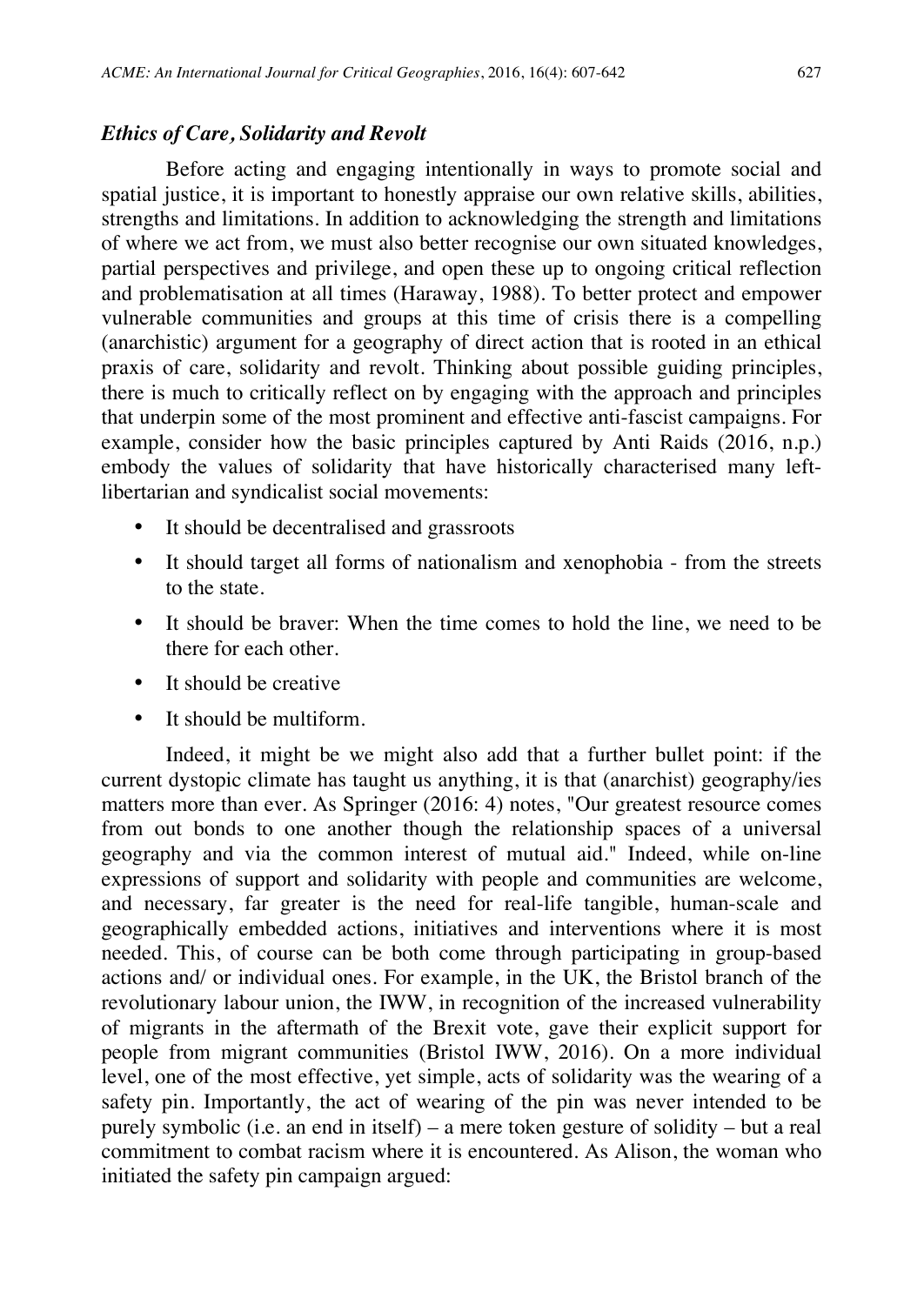### *Ethics of Care, Solidarity and Revolt*

Before acting and engaging intentionally in ways to promote social and spatial justice, it is important to honestly appraise our own relative skills, abilities, strengths and limitations. In addition to acknowledging the strength and limitations of where we act from, we must also better recognise our own situated knowledges, partial perspectives and privilege, and open these up to ongoing critical reflection and problematisation at all times (Haraway, 1988). To better protect and empower vulnerable communities and groups at this time of crisis there is a compelling (anarchistic) argument for a geography of direct action that is rooted in an ethical praxis of care, solidarity and revolt. Thinking about possible guiding principles, there is much to critically reflect on by engaging with the approach and principles that underpin some of the most prominent and effective anti-fascist campaigns. For example, consider how the basic principles captured by Anti Raids (2016, n.p.) embody the values of solidarity that have historically characterised many left-libertarian and syndicalist social movements:

- It should be decentralised and grassroots
- It should target all forms of nationalism and xenophobia - from the streets to the state.
- It should be braver: When the time comes to hold the line, we need to be there for each other.
- It should be creative
- It should be multiform.

Indeed, it might be we might also add that a further bullet point: if the current dystopic climate has taught us anything, it is that (anarchist) geography/ies matters more than ever. As Springer (2016: 4) notes, "Our greatest resource comes from out bonds to one another though the relationship spaces of a universal geography and via the common interest of mutual aid." Indeed, while on-line expressions of support and solidarity with people and communities are welcome, and necessary, far greater is the need for real-life tangible, human-scale and geographically embedded actions, initiatives and interventions where it is most needed. This, of course can be both come through participating in group-based actions and/ or individual ones. For example, in the UK, the Bristol branch of the revolutionary labour union, the IWW, in recognition of the increased vulnerability of migrants in the aftermath of the Brexit vote, gave their explicit support for people from migrant communities (Bristol IWW, 2016). On a more individual level, one of the most effective, yet simple, acts of solidarity was the wearing of a safety pin. Importantly, the act of wearing of the pin was never intended to be purely symbolic (i.e. an end in itself) – a mere token gesture of solidity – but a real commitment to combat racism where it is encountered. As Alison, the woman who initiated the safety pin campaign argued: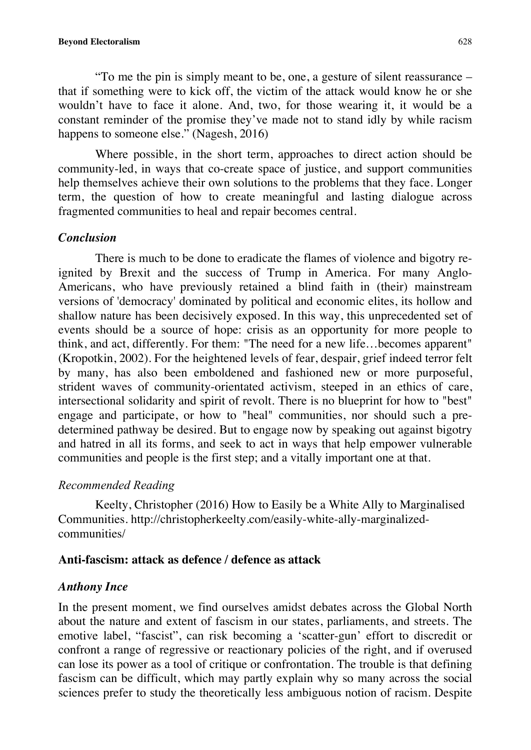"To me the pin is simply meant to be, one, a gesture of silent reassurance – that if something were to kick off, the victim of the attack would know he or she wouldn't have to face it alone. And, two, for those wearing it, it would be a constant reminder of the promise they've made not to stand idly by while racism happens to someone else." (Nagesh, 2016)

Where possible, in the short term, approaches to direct action should be community-led, in ways that co-create space of justice, and support communities help themselves achieve their own solutions to the problems that they face. Longer term, the question of how to create meaningful and lasting dialogue across fragmented communities to heal and repair becomes central.

### *Conclusion*

There is much to be done to eradicate the flames of violence and bigotry re-ignited by Brexit and the success of Trump in America. For many Anglo-Americans, who have previously retained a blind faith in (their) mainstream versions of 'democracy' dominated by political and economic elites, its hollow and shallow nature has been decisively exposed. In this way, this unprecedented set of events should be a source of hope: crisis as an opportunity for more people to think, and act, differently. For them: "The need for a new life…becomes apparent" (Kropotkin, 2002). For the heightened levels of fear, despair, grief indeed terror felt by many, has also been emboldened and fashioned new or more purposeful, strident waves of community-orientated activism, steeped in an ethics of care, intersectional solidarity and spirit of revolt. There is no blueprint for how to "best" engage and participate, or how to "heal" communities, nor should such a pre-determined pathway be desired. But to engage now by speaking out against bigotry and hatred in all its forms, and seek to act in ways that help empower vulnerable communities and people is the first step; and a vitally important one at that.

### *Recommended Reading*

Keelty, Christopher (2016) How to Easily be a White Ally to Marginalised Communities. http://christopherkeelty.com/easily-white-ally-marginalized-communities/

## Anti-fascism: attack as defence / defence as attack

### *Anthony Ince*

In the present moment, we find ourselves amidst debates across the Global North about the nature and extent of fascism in our states, parliaments, and streets. The emotive label, "fascist", can risk becoming a 'scatter-gun' effort to discredit or confront a range of regressive or reactionary policies of the right, and if overused can lose its power as a tool of critique or confrontation. The trouble is that defining fascism can be difficult, which may partly explain why so many across the social sciences prefer to study the theoretically less ambiguous notion of racism. Despite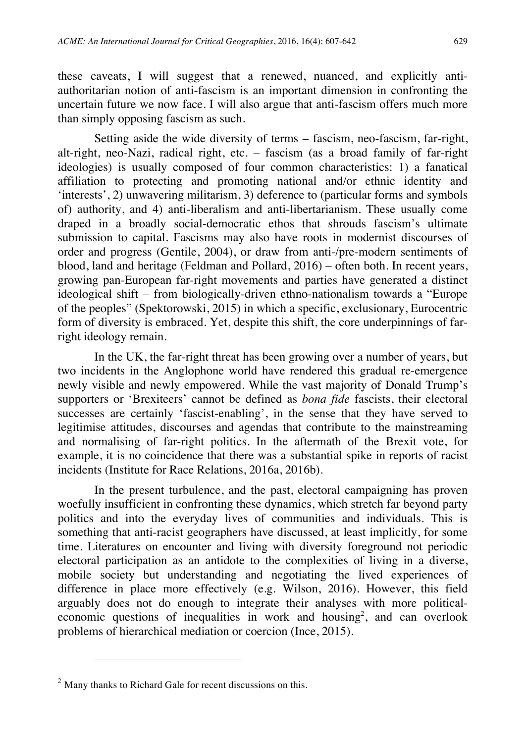these caveats, I will suggest that a renewed, nuanced, and explicitly anti-authoritarian notion of anti-fascism is an important dimension in confronting the uncertain future we now face. I will also argue that anti-fascism offers much more than simply opposing fascism as such.

Setting aside the wide diversity of terms – fascism, neo-fascism, far-right, alt-right, neo-Nazi, radical right, etc. – fascism (as a broad family of far-right ideologies) is usually composed of four common characteristics: 1) a fanatical affiliation to protecting and promoting national and/or ethnic identity and 'interests', 2) unwavering militarism, 3) deference to (particular forms and symbols of) authority, and 4) anti-liberalism and anti-libertarianism. These usually come draped in a broadly social-democratic ethos that shrouds fascism's ultimate submission to capital. Fascisms may also have roots in modernist discourses of order and progress (Gentile, 2004), or draw from anti-/pre-modern sentiments of blood, land and heritage (Feldman and Pollard, 2016) – often both. In recent years, growing pan-European far-right movements and parties have generated a distinct ideological shift – from biologically-driven ethno-nationalism towards a "Europe of the peoples" (Spektorowski, 2015) in which a specific, exclusionary, Eurocentric form of diversity is embraced. Yet, despite this shift, the core underpinnings of far-right ideology remain.

In the UK, the far-right threat has been growing over a number of years, but two incidents in the Anglophone world have rendered this gradual re-emergence newly visible and newly empowered. While the vast majority of Donald Trump's supporters or 'Brexiteers' cannot be defined as *bona fide* fascists, their electoral successes are certainly 'fascist-enabling', in the sense that they have served to legitimise attitudes, discourses and agendas that contribute to the mainstreaming and normalising of far-right politics. In the aftermath of the Brexit vote, for example, it is no coincidence that there was a substantial spike in reports of racist incidents (Institute for Race Relations, 2016a, 2016b).

In the present turbulence, and the past, electoral campaigning has proven woefully insufficient in confronting these dynamics, which stretch far beyond party politics and into the everyday lives of communities and individuals. This is something that anti-racist geographers have discussed, at least implicitly, for some time. Literatures on encounter and living with diversity foreground not periodic electoral participation as an antidote to the complexities of living in a diverse, mobile society but understanding and negotiating the lived experiences of difference in place more effectively (e.g. Wilson, 2016). However, this field arguably does not do enough to integrate their analyses with more political-economic questions of inequalities in work and housing[2], and can overlook problems of hierarchical mediation or coercion (Ince, 2015).

---

[2] Many thanks to Richard Gale for recent discussions on this.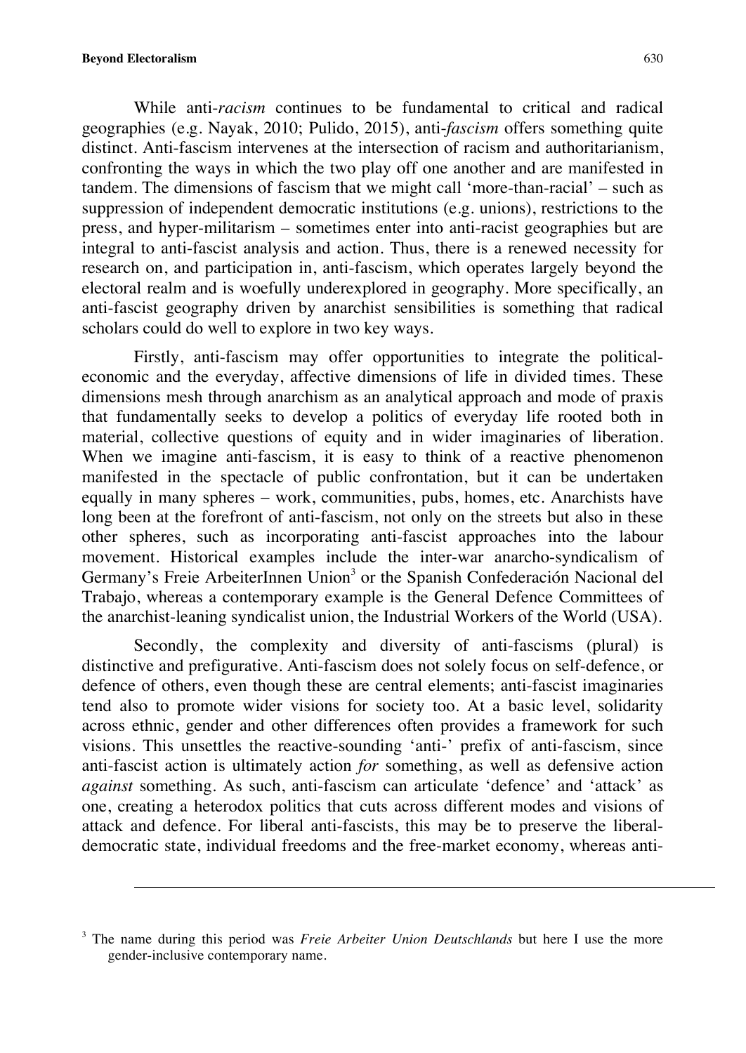While anti-*racism* continues to be fundamental to critical and radical geographies (e.g. Nayak, 2010; Pulido, 2015), anti-*fascism* offers something quite distinct. Anti-fascism intervenes at the intersection of racism and authoritarianism, confronting the ways in which the two play off one another and are manifested in tandem. The dimensions of fascism that we might call 'more-than-racial' – such as suppression of independent democratic institutions (e.g. unions), restrictions to the press, and hyper-militarism – sometimes enter into anti-racist geographies but are integral to anti-fascist analysis and action. Thus, there is a renewed necessity for research on, and participation in, anti-fascism, which operates largely beyond the electoral realm and is woefully underexplored in geography. More specifically, an anti-fascist geography driven by anarchist sensibilities is something that radical scholars could do well to explore in two key ways.

Firstly, anti-fascism may offer opportunities to integrate the political-economic and the everyday, affective dimensions of life in divided times. These dimensions mesh through anarchism as an analytical approach and mode of praxis that fundamentally seeks to develop a politics of everyday life rooted both in material, collective questions of equity and in wider imaginaries of liberation. When we imagine anti-fascism, it is easy to think of a reactive phenomenon manifested in the spectacle of public confrontation, but it can be undertaken equally in many spheres – work, communities, pubs, homes, etc. Anarchists have long been at the forefront of anti-fascism, not only on the streets but also in these other spheres, such as incorporating anti-fascist approaches into the labour movement. Historical examples include the inter-war anarcho-syndicalism of Germany's Freie ArbeiterInnen Union[3] or the Spanish Confederación Nacional del Trabajo, whereas a contemporary example is the General Defence Committees of the anarchist-leaning syndicalist union, the Industrial Workers of the World (USA).

Secondly, the complexity and diversity of anti-fascisms (plural) is distinctive and prefigurative. Anti-fascism does not solely focus on self-defence, or defence of others, even though these are central elements; anti-fascist imaginaries tend also to promote wider visions for society too. At a basic level, solidarity across ethnic, gender and other differences often provides a framework for such visions. This unsettles the reactive-sounding 'anti-' prefix of anti-fascism, since anti-fascist action is ultimately action *for* something, as well as defensive action *against* something. As such, anti-fascism can articulate 'defence' and 'attack' as one, creating a heterodox politics that cuts across different modes and visions of attack and defence. For liberal anti-fascists, this may be to preserve the liberal-democratic state, individual freedoms and the free-market economy, whereas anti-

---

[3] The name during this period was *Freie Arbeiter Union Deutschlands* but here I use the more gender-inclusive contemporary name.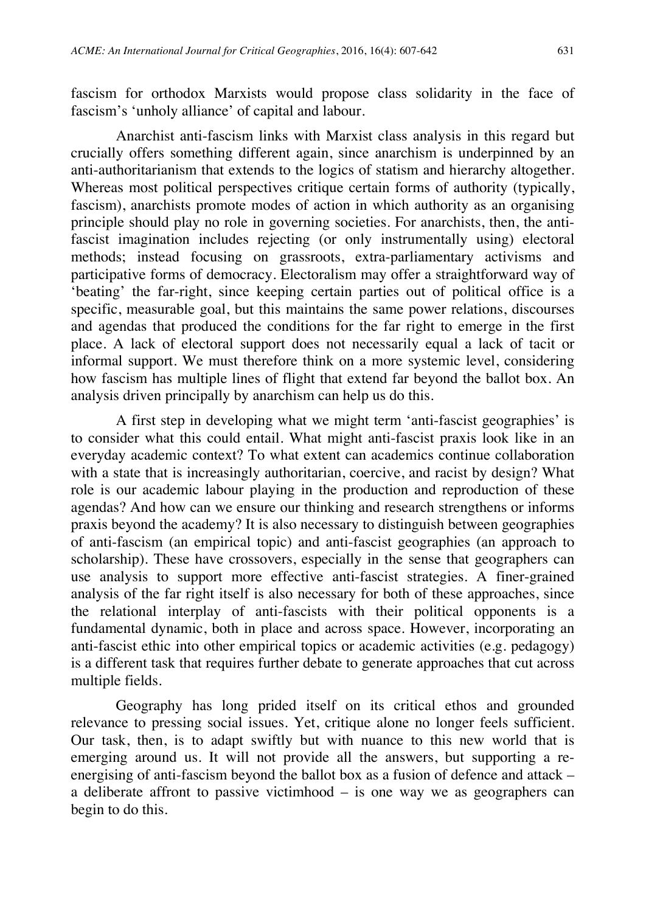fascism for orthodox Marxists would propose class solidarity in the face of fascism's 'unholy alliance' of capital and labour.

Anarchist anti-fascism links with Marxist class analysis in this regard but crucially offers something different again, since anarchism is underpinned by an anti-authoritarianism that extends to the logics of statism and hierarchy altogether. Whereas most political perspectives critique certain forms of authority (typically, fascism), anarchists promote modes of action in which authority as an organising principle should play no role in governing societies. For anarchists, then, the anti-fascist imagination includes rejecting (or only instrumentally using) electoral methods; instead focusing on grassroots, extra-parliamentary activisms and participative forms of democracy. Electoralism may offer a straightforward way of 'beating' the far-right, since keeping certain parties out of political office is a specific, measurable goal, but this maintains the same power relations, discourses and agendas that produced the conditions for the far right to emerge in the first place. A lack of electoral support does not necessarily equal a lack of tacit or informal support. We must therefore think on a more systemic level, considering how fascism has multiple lines of flight that extend far beyond the ballot box. An analysis driven principally by anarchism can help us do this.

A first step in developing what we might term 'anti-fascist geographies' is to consider what this could entail. What might anti-fascist praxis look like in an everyday academic context? To what extent can academics continue collaboration with a state that is increasingly authoritarian, coercive, and racist by design? What role is our academic labour playing in the production and reproduction of these agendas? And how can we ensure our thinking and research strengthens or informs praxis beyond the academy? It is also necessary to distinguish between geographies of anti-fascism (an empirical topic) and anti-fascist geographies (an approach to scholarship). These have crossovers, especially in the sense that geographers can use analysis to support more effective anti-fascist strategies. A finer-grained analysis of the far right itself is also necessary for both of these approaches, since the relational interplay of anti-fascists with their political opponents is a fundamental dynamic, both in place and across space. However, incorporating an anti-fascist ethic into other empirical topics or academic activities (e.g. pedagogy) is a different task that requires further debate to generate approaches that cut across multiple fields.

Geography has long prided itself on its critical ethos and grounded relevance to pressing social issues. Yet, critique alone no longer feels sufficient. Our task, then, is to adapt swiftly but with nuance to this new world that is emerging around us. It will not provide all the answers, but supporting a re-energising of anti-fascism beyond the ballot box as a fusion of defence and attack – a deliberate affront to passive victimhood – is one way we as geographers can begin to do this.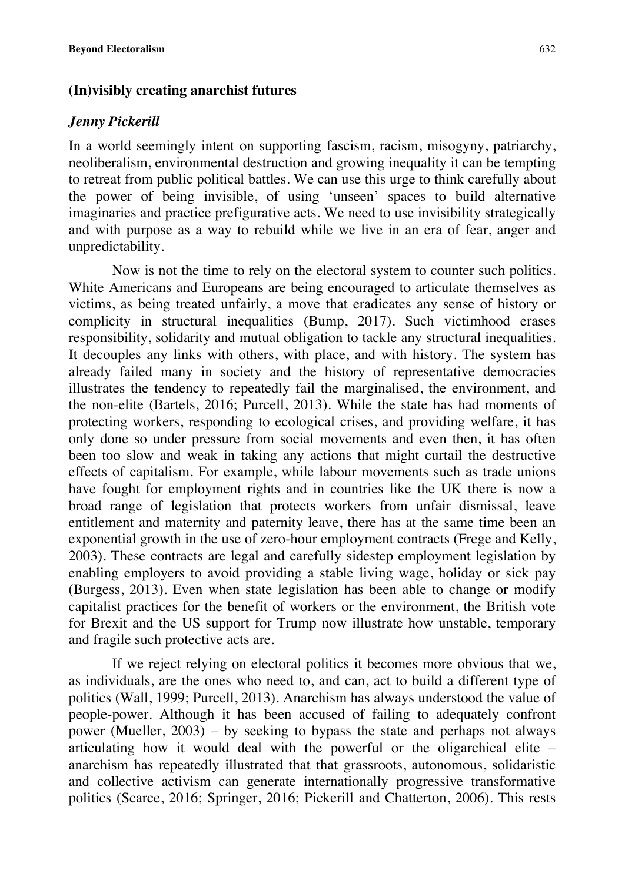## (In)visibly creating anarchist futures

### *Jenny Pickerill*

In a world seemingly intent on supporting fascism, racism, misogyny, patriarchy, neoliberalism, environmental destruction and growing inequality it can be tempting to retreat from public political battles. We can use this urge to think carefully about the power of being invisible, of using 'unseen' spaces to build alternative imaginaries and practice prefigurative acts. We need to use invisibility strategically and with purpose as a way to rebuild while we live in an era of fear, anger and unpredictability.

Now is not the time to rely on the electoral system to counter such politics. White Americans and Europeans are being encouraged to articulate themselves as victims, as being treated unfairly, a move that eradicates any sense of history or complicity in structural inequalities (Bump, 2017). Such victimhood erases responsibility, solidarity and mutual obligation to tackle any structural inequalities. It decouples any links with others, with place, and with history. The system has already failed many in society and the history of representative democracies illustrates the tendency to repeatedly fail the marginalised, the environment, and the non-elite (Bartels, 2016; Purcell, 2013). While the state has had moments of protecting workers, responding to ecological crises, and providing welfare, it has only done so under pressure from social movements and even then, it has often been too slow and weak in taking any actions that might curtail the destructive effects of capitalism. For example, while labour movements such as trade unions have fought for employment rights and in countries like the UK there is now a broad range of legislation that protects workers from unfair dismissal, leave entitlement and maternity and paternity leave, there has at the same time been an exponential growth in the use of zero-hour employment contracts (Frege and Kelly, 2003). These contracts are legal and carefully sidestep employment legislation by enabling employers to avoid providing a stable living wage, holiday or sick pay (Burgess, 2013). Even when state legislation has been able to change or modify capitalist practices for the benefit of workers or the environment, the British vote for Brexit and the US support for Trump now illustrate how unstable, temporary and fragile such protective acts are.

If we reject relying on electoral politics it becomes more obvious that we, as individuals, are the ones who need to, and can, act to build a different type of politics (Wall, 1999; Purcell, 2013). Anarchism has always understood the value of people-power. Although it has been accused of failing to adequately confront power (Mueller, 2003) – by seeking to bypass the state and perhaps not always articulating how it would deal with the powerful or the oligarchical elite – anarchism has repeatedly illustrated that that grassroots, autonomous, solidaristic and collective activism can generate internationally progressive transformative politics (Scarce, 2016; Springer, 2016; Pickerill and Chatterton, 2006). This rests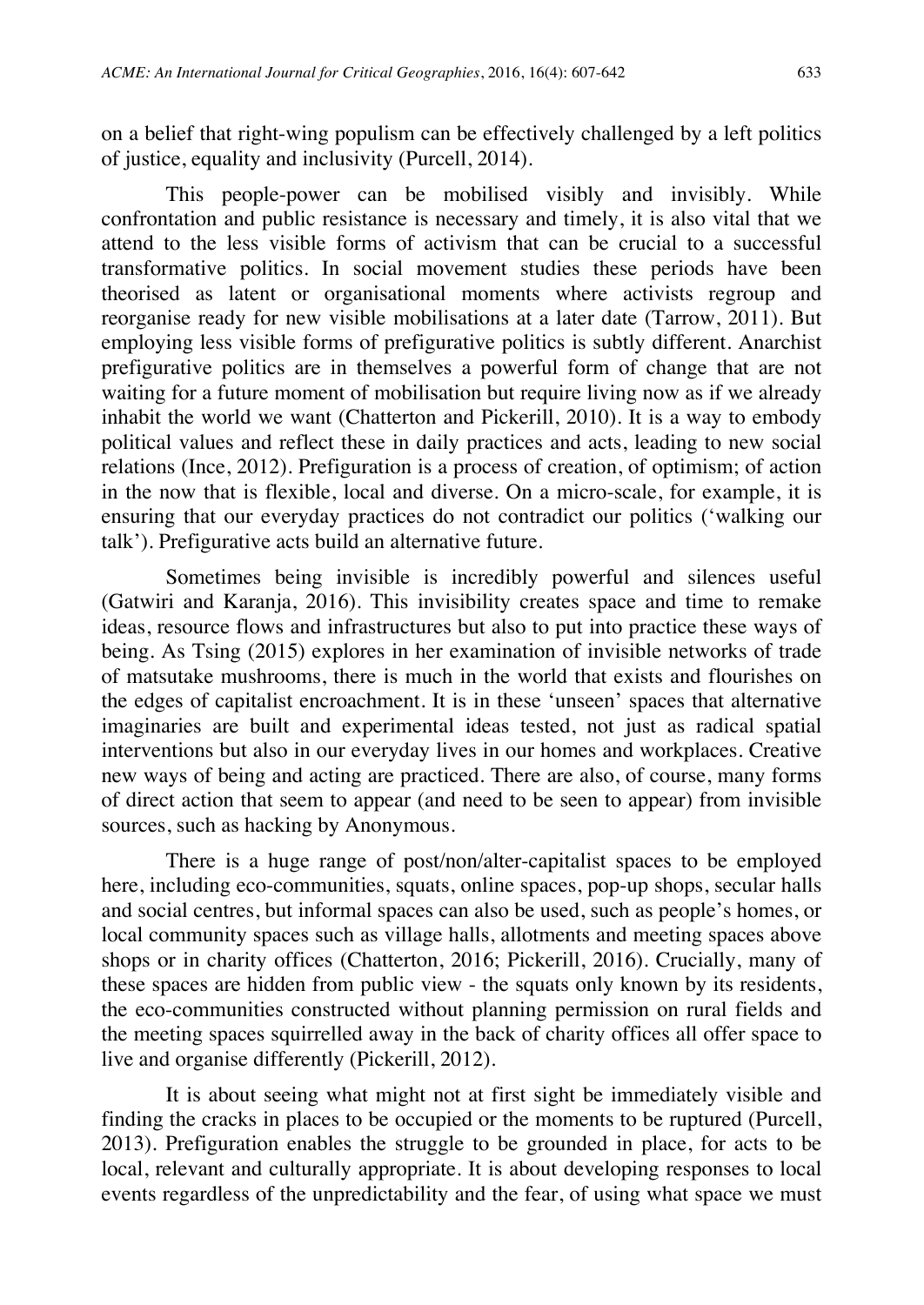on a belief that right-wing populism can be effectively challenged by a left politics of justice, equality and inclusivity (Purcell, 2014).

This people-power can be mobilised visibly and invisibly. While confrontation and public resistance is necessary and timely, it is also vital that we attend to the less visible forms of activism that can be crucial to a successful transformative politics. In social movement studies these periods have been theorised as latent or organisational moments where activists regroup and reorganise ready for new visible mobilisations at a later date (Tarrow, 2011). But employing less visible forms of prefigurative politics is subtly different. Anarchist prefigurative politics are in themselves a powerful form of change that are not waiting for a future moment of mobilisation but require living now as if we already inhabit the world we want (Chatterton and Pickerill, 2010). It is a way to embody political values and reflect these in daily practices and acts, leading to new social relations (Ince, 2012). Prefiguration is a process of creation, of optimism; of action in the now that is flexible, local and diverse. On a micro-scale, for example, it is ensuring that our everyday practices do not contradict our politics ('walking our talk'). Prefigurative acts build an alternative future.

Sometimes being invisible is incredibly powerful and silences useful (Gatwiri and Karanja, 2016). This invisibility creates space and time to remake ideas, resource flows and infrastructures but also to put into practice these ways of being. As Tsing (2015) explores in her examination of invisible networks of trade of matsutake mushrooms, there is much in the world that exists and flourishes on the edges of capitalist encroachment. It is in these 'unseen' spaces that alternative imaginaries are built and experimental ideas tested, not just as radical spatial interventions but also in our everyday lives in our homes and workplaces. Creative new ways of being and acting are practiced. There are also, of course, many forms of direct action that seem to appear (and need to be seen to appear) from invisible sources, such as hacking by Anonymous.

There is a huge range of post/non/alter-capitalist spaces to be employed here, including eco-communities, squats, online spaces, pop-up shops, secular halls and social centres, but informal spaces can also be used, such as people's homes, or local community spaces such as village halls, allotments and meeting spaces above shops or in charity offices (Chatterton, 2016; Pickerill, 2016). Crucially, many of these spaces are hidden from public view - the squats only known by its residents, the eco-communities constructed without planning permission on rural fields and the meeting spaces squirrelled away in the back of charity offices all offer space to live and organise differently (Pickerill, 2012).

It is about seeing what might not at first sight be immediately visible and finding the cracks in places to be occupied or the moments to be ruptured (Purcell, 2013). Prefiguration enables the struggle to be grounded in place, for acts to be local, relevant and culturally appropriate. It is about developing responses to local events regardless of the unpredictability and the fear, of using what space we must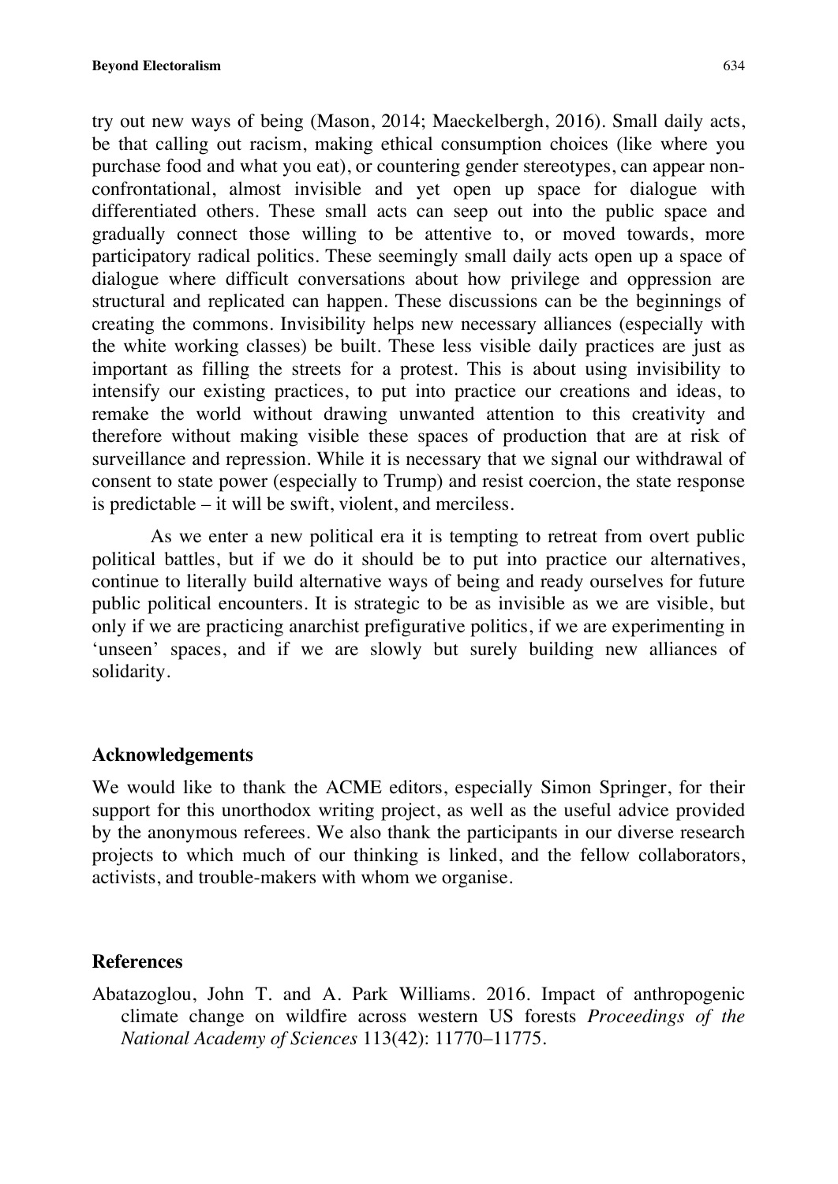try out new ways of being (Mason, 2014; Maeckelbergh, 2016). Small daily acts, be that calling out racism, making ethical consumption choices (like where you purchase food and what you eat), or countering gender stereotypes, can appear non-confrontational, almost invisible and yet open up space for dialogue with differentiated others. These small acts can seep out into the public space and gradually connect those willing to be attentive to, or moved towards, more participatory radical politics. These seemingly small daily acts open up a space of dialogue where difficult conversations about how privilege and oppression are structural and replicated can happen. These discussions can be the beginnings of creating the commons. Invisibility helps new necessary alliances (especially with the white working classes) be built. These less visible daily practices are just as important as filling the streets for a protest. This is about using invisibility to intensify our existing practices, to put into practice our creations and ideas, to remake the world without drawing unwanted attention to this creativity and therefore without making visible these spaces of production that are at risk of surveillance and repression. While it is necessary that we signal our withdrawal of consent to state power (especially to Trump) and resist coercion, the state response is predictable – it will be swift, violent, and merciless.

As we enter a new political era it is tempting to retreat from overt public political battles, but if we do it should be to put into practice our alternatives, continue to literally build alternative ways of being and ready ourselves for future public political encounters. It is strategic to be as invisible as we are visible, but only if we are practicing anarchist prefigurative politics, if we are experimenting in 'unseen' spaces, and if we are slowly but surely building new alliances of solidarity.

## Acknowledgements

We would like to thank the ACME editors, especially Simon Springer, for their support for this unorthodox writing project, as well as the useful advice provided by the anonymous referees. We also thank the participants in our diverse research projects to which much of our thinking is linked, and the fellow collaborators, activists, and trouble-makers with whom we organise.

## References

Abatazoglou, John T. and A. Park Williams. 2016. Impact of anthropogenic climate change on wildfire across western US forests *Proceedings of the National Academy of Sciences* 113(42): 11770–11775.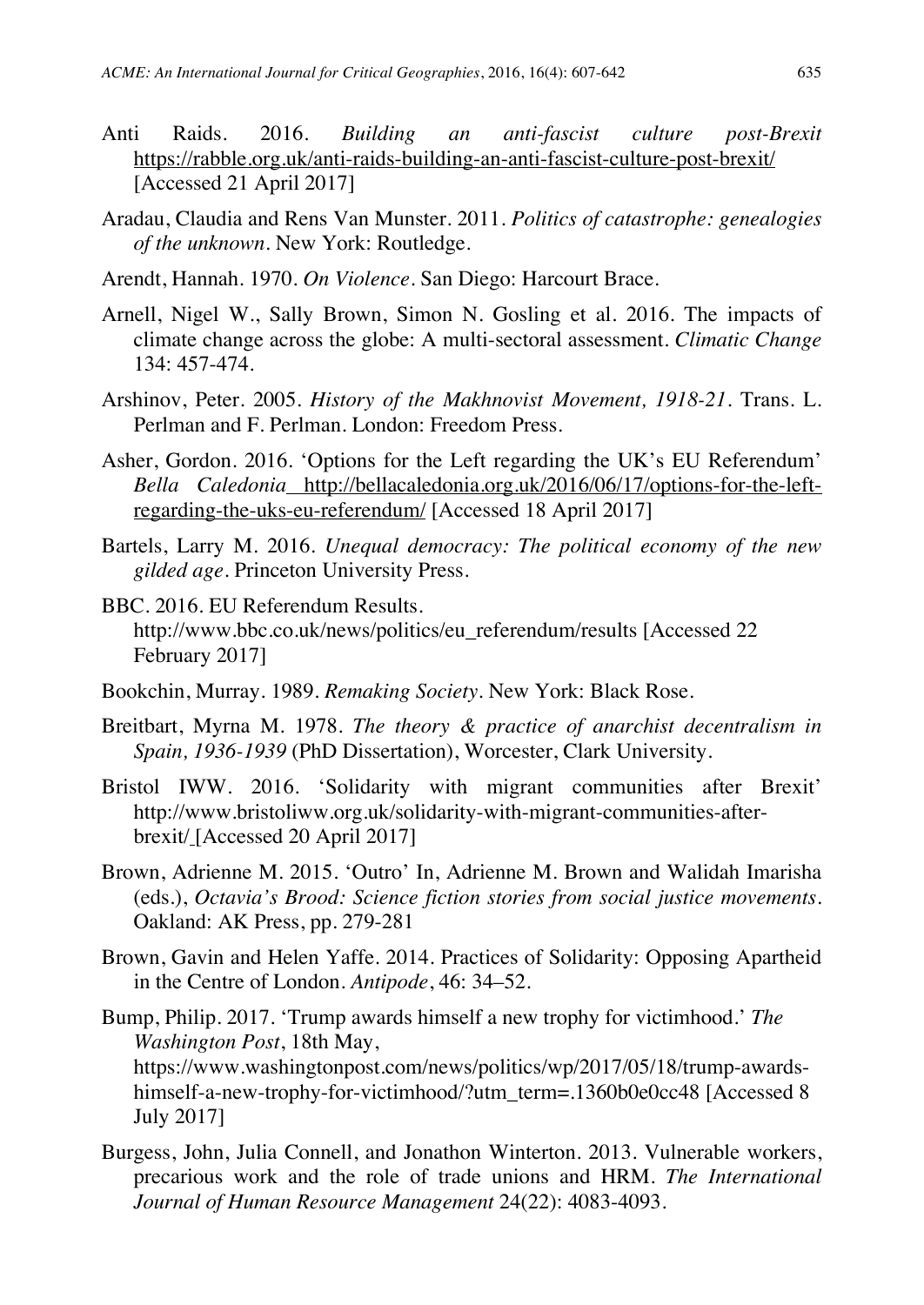Anti Raids. 2016. *Building an anti-fascist culture post-Brexit* https://rabble.org.uk/anti-raids-building-an-anti-fascist-culture-post-brexit/ [Accessed 21 April 2017]

Aradau, Claudia and Rens Van Munster. 2011. *Politics of catastrophe: genealogies of the unknown*. New York: Routledge.

Arendt, Hannah. 1970. *On Violence*. San Diego: Harcourt Brace.

Arnell, Nigel W., Sally Brown, Simon N. Gosling et al. 2016. The impacts of climate change across the globe: A multi-sectoral assessment. *Climatic Change* 134: 457-474.

Arshinov, Peter. 2005. *History of the Makhnovist Movement, 1918-21*. Trans. L. Perlman and F. Perlman. London: Freedom Press.

Asher, Gordon. 2016. 'Options for the Left regarding the UK's EU Referendum' *Bella Caledonia* http://bellacaledonia.org.uk/2016/06/17/options-for-the-left-regarding-the-uks-eu-referendum/ [Accessed 18 April 2017]

Bartels, Larry M. 2016. *Unequal democracy: The political economy of the new gilded age*. Princeton University Press.

BBC. 2016. EU Referendum Results. http://www.bbc.co.uk/news/politics/eu_referendum/results [Accessed 22 February 2017]

Bookchin, Murray. 1989. *Remaking Society*. New York: Black Rose.

Breitbart, Myrna M. 1978. *The theory & practice of anarchist decentralism in Spain, 1936-1939* (PhD Dissertation), Worcester, Clark University.

Bristol IWW. 2016. 'Solidarity with migrant communities after Brexit' http://www.bristoliww.org.uk/solidarity-with-migrant-communities-after-brexit/ [Accessed 20 April 2017]

Brown, Adrienne M. 2015. 'Outro' In, Adrienne M. Brown and Walidah Imarisha (eds.), *Octavia's Brood: Science fiction stories from social justice movements*. Oakland: AK Press, pp. 279-281

Brown, Gavin and Helen Yaffe. 2014. Practices of Solidarity: Opposing Apartheid in the Centre of London. *Antipode*, 46: 34–52.

Bump, Philip. 2017. 'Trump awards himself a new trophy for victimhood.' *The Washington Post*, 18th May, https://www.washingtonpost.com/news/politics/wp/2017/05/18/trump-awards-himself-a-new-trophy-for-victimhood/?utm_term=.1360b0e0cc48 [Accessed 8 July 2017]

Burgess, John, Julia Connell, and Jonathon Winterton. 2013. Vulnerable workers, precarious work and the role of trade unions and HRM. *The International Journal of Human Resource Management* 24(22): 4083-4093.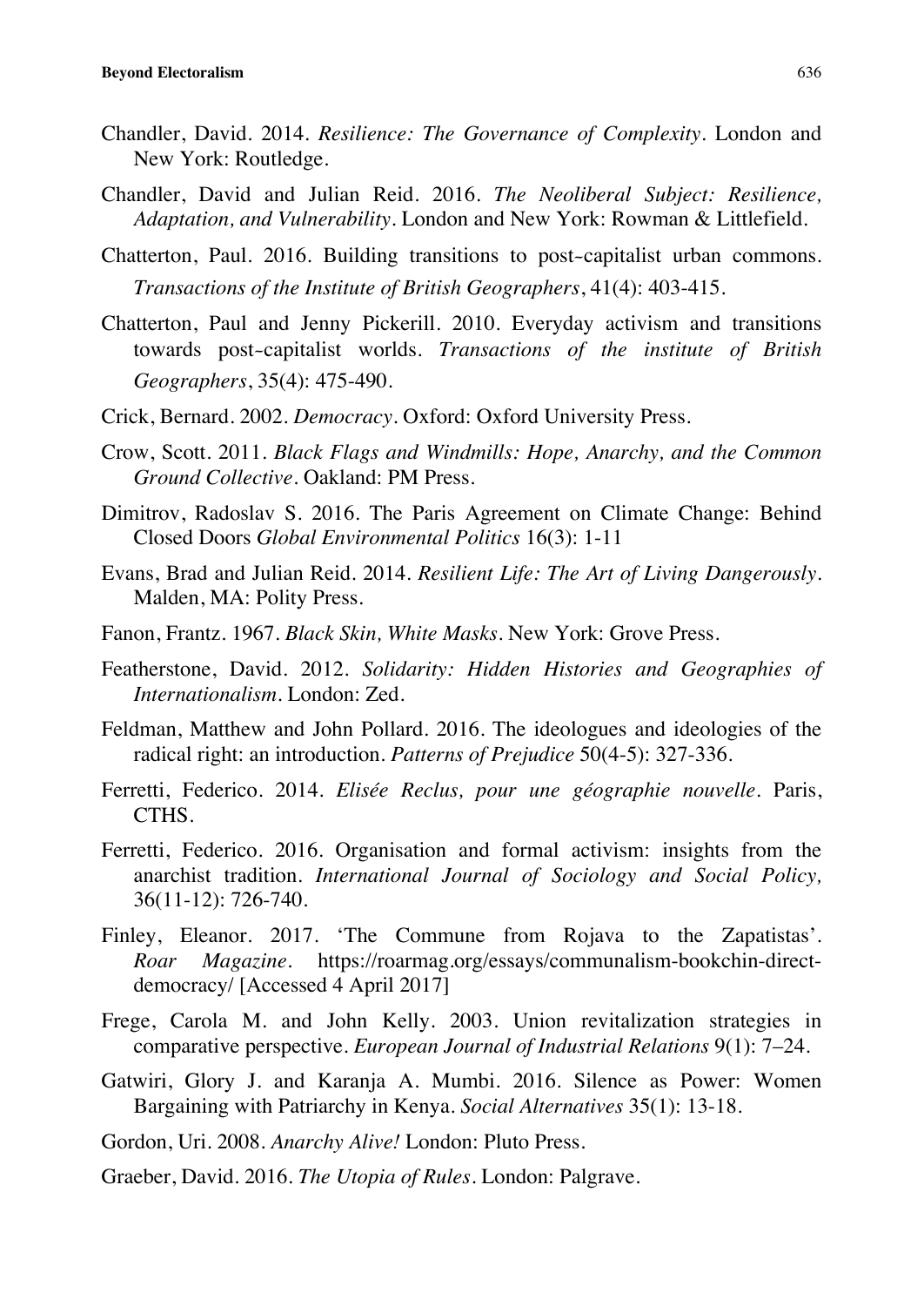Chandler, David. 2014. *Resilience: The Governance of Complexity*. London and New York: Routledge.

Chandler, David and Julian Reid. 2016. *The Neoliberal Subject: Resilience, Adaptation, and Vulnerability*. London and New York: Rowman & Littlefield.

Chatterton, Paul. 2016. Building transitions to post-capitalist urban commons. *Transactions of the Institute of British Geographers*, 41(4): 403-415.

Chatterton, Paul and Jenny Pickerill. 2010. Everyday activism and transitions towards post-capitalist worlds. *Transactions of the institute of British Geographers*, 35(4): 475-490.

Crick, Bernard. 2002. *Democracy*. Oxford: Oxford University Press.

Crow, Scott. 2011. *Black Flags and Windmills: Hope, Anarchy, and the Common Ground Collective*. Oakland: PM Press.

Dimitrov, Radoslav S. 2016. The Paris Agreement on Climate Change: Behind Closed Doors *Global Environmental Politics* 16(3): 1-11

Evans, Brad and Julian Reid. 2014. *Resilient Life: The Art of Living Dangerously*. Malden, MA: Polity Press.

Fanon, Frantz. 1967. *Black Skin, White Masks*. New York: Grove Press.

Featherstone, David. 2012. *Solidarity: Hidden Histories and Geographies of Internationalism*. London: Zed.

Feldman, Matthew and John Pollard. 2016. The ideologues and ideologies of the radical right: an introduction. *Patterns of Prejudice* 50(4-5): 327-336.

Ferretti, Federico. 2014. *Elisée Reclus, pour une géographie nouvelle*. Paris, CTHS.

Ferretti, Federico. 2016. Organisation and formal activism: insights from the anarchist tradition. *International Journal of Sociology and Social Policy,* 36(11-12): 726-740.

Finley, Eleanor. 2017. 'The Commune from Rojava to the Zapatistas'. *Roar Magazine*. https://roarmag.org/essays/communalism-bookchin-direct-democracy/ [Accessed 4 April 2017]

Frege, Carola M. and John Kelly. 2003. Union revitalization strategies in comparative perspective. *European Journal of Industrial Relations* 9(1): 7–24.

Gatwiri, Glory J. and Karanja A. Mumbi. 2016. Silence as Power: Women Bargaining with Patriarchy in Kenya. *Social Alternatives* 35(1): 13-18.

Gordon, Uri. 2008. *Anarchy Alive!* London: Pluto Press.

Graeber, David. 2016. *The Utopia of Rules*. London: Palgrave.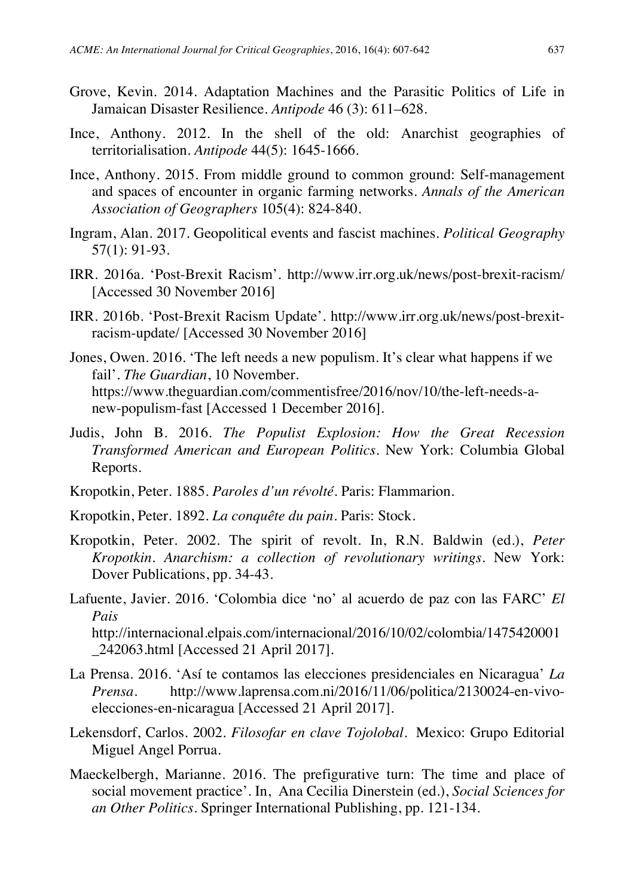Grove, Kevin. 2014. Adaptation Machines and the Parasitic Politics of Life in Jamaican Disaster Resilience. *Antipode* 46 (3): 611–628.

Ince, Anthony. 2012. In the shell of the old: Anarchist geographies of territorialisation. *Antipode* 44(5): 1645-1666.

Ince, Anthony. 2015. From middle ground to common ground: Self-management and spaces of encounter in organic farming networks. *Annals of the American Association of Geographers* 105(4): 824-840.

Ingram, Alan. 2017. Geopolitical events and fascist machines. *Political Geography* 57(1): 91-93.

IRR. 2016a. 'Post-Brexit Racism'. http://www.irr.org.uk/news/post-brexit-racism/ [Accessed 30 November 2016]

IRR. 2016b. 'Post-Brexit Racism Update'. http://www.irr.org.uk/news/post-brexit-racism-update/ [Accessed 30 November 2016]

Jones, Owen. 2016. 'The left needs a new populism. It's clear what happens if we fail'. *The Guardian*, 10 November. https://www.theguardian.com/commentisfree/2016/nov/10/the-left-needs-a-new-populism-fast [Accessed 1 December 2016].

Judis, John B. 2016. *The Populist Explosion: How the Great Recession Transformed American and European Politics*. New York: Columbia Global Reports.

Kropotkin, Peter. 1885. *Paroles d'un révolté*. Paris: Flammarion.

Kropotkin, Peter. 1892. *La conquête du pain*. Paris: Stock.

Kropotkin, Peter. 2002. The spirit of revolt. In, R.N. Baldwin (ed.), *Peter Kropotkin. Anarchism: a collection of revolutionary writings*. New York: Dover Publications, pp. 34-43.

Lafuente, Javier. 2016. 'Colombia dice 'no' al acuerdo de paz con las FARC' *El Pais* http://internacional.elpais.com/internacional/2016/10/02/colombia/1475420001_242063.html [Accessed 21 April 2017].

La Prensa. 2016. 'Así te contamos las elecciones presidenciales en Nicaragua' *La Prensa*. http://www.laprensa.com.ni/2016/11/06/politica/2130024-en-vivo-elecciones-en-nicaragua [Accessed 21 April 2017].

Lekensdorf, Carlos. 2002. *Filosofar en clave Tojolobal*. Mexico: Grupo Editorial Miguel Angel Porrua.

Maeckelbergh, Marianne. 2016. The prefigurative turn: The time and place of social movement practice'. In, Ana Cecilia Dinerstein (ed.), *Social Sciences for an Other Politics*. Springer International Publishing, pp. 121-134.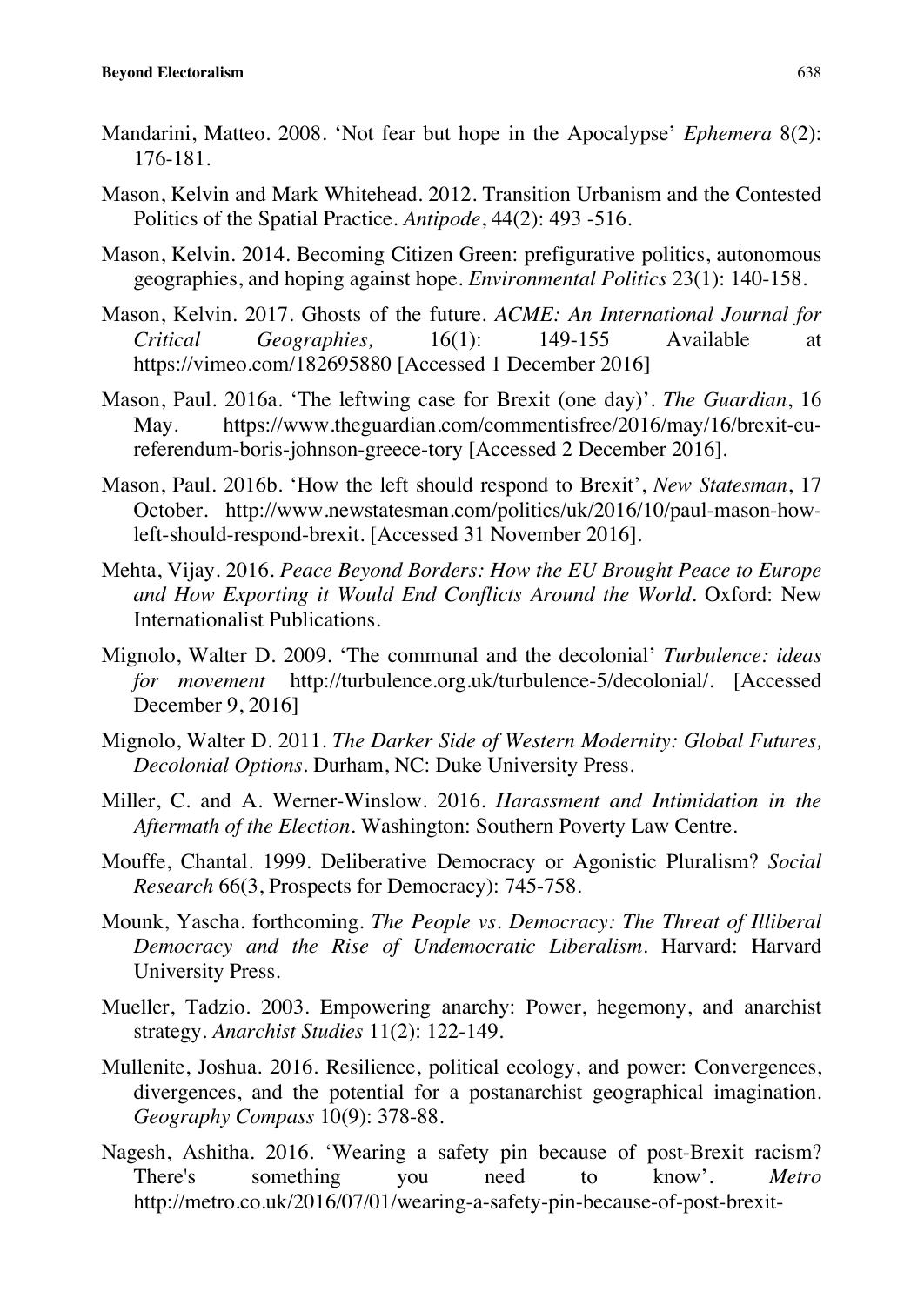Mandarini, Matteo. 2008. 'Not fear but hope in the Apocalypse' *Ephemera* 8(2): 176-181.

Mason, Kelvin and Mark Whitehead. 2012. Transition Urbanism and the Contested Politics of the Spatial Practice. *Antipode*, 44(2): 493 -516.

Mason, Kelvin. 2014. Becoming Citizen Green: prefigurative politics, autonomous geographies, and hoping against hope. *Environmental Politics* 23(1): 140-158.

Mason, Kelvin. 2017. Ghosts of the future. *ACME: An International Journal for Critical Geographies,* 16(1): 149-155 Available at https://vimeo.com/182695880 [Accessed 1 December 2016]

Mason, Paul. 2016a. 'The leftwing case for Brexit (one day)'. *The Guardian*, 16 May. https://www.theguardian.com/commentisfree/2016/may/16/brexit-eu-referendum-boris-johnson-greece-tory [Accessed 2 December 2016].

Mason, Paul. 2016b. 'How the left should respond to Brexit', *New Statesman*, 17 October. http://www.newstatesman.com/politics/uk/2016/10/paul-mason-how-left-should-respond-brexit. [Accessed 31 November 2016].

Mehta, Vijay. 2016. *Peace Beyond Borders: How the EU Brought Peace to Europe and How Exporting it Would End Conflicts Around the World*. Oxford: New Internationalist Publications.

Mignolo, Walter D. 2009. 'The communal and the decolonial' *Turbulence: ideas for movement* http://turbulence.org.uk/turbulence-5/decolonial/. [Accessed December 9, 2016]

Mignolo, Walter D. 2011. *The Darker Side of Western Modernity: Global Futures, Decolonial Options*. Durham, NC: Duke University Press.

Miller, C. and A. Werner-Winslow. 2016. *Harassment and Intimidation in the Aftermath of the Election*. Washington: Southern Poverty Law Centre.

Mouffe, Chantal. 1999. Deliberative Democracy or Agonistic Pluralism? *Social Research* 66(3, Prospects for Democracy): 745-758.

Mounk, Yascha. forthcoming. *The People vs. Democracy: The Threat of Illiberal Democracy and the Rise of Undemocratic Liberalism*. Harvard: Harvard University Press.

Mueller, Tadzio. 2003. Empowering anarchy: Power, hegemony, and anarchist strategy. *Anarchist Studies* 11(2): 122-149.

Mullenite, Joshua. 2016. Resilience, political ecology, and power: Convergences, divergences, and the potential for a postanarchist geographical imagination. *Geography Compass* 10(9): 378-88.

Nagesh, Ashitha. 2016. 'Wearing a safety pin because of post-Brexit racism? There's something you need to know'. *Metro* http://metro.co.uk/2016/07/01/wearing-a-safety-pin-because-of-post-brexit-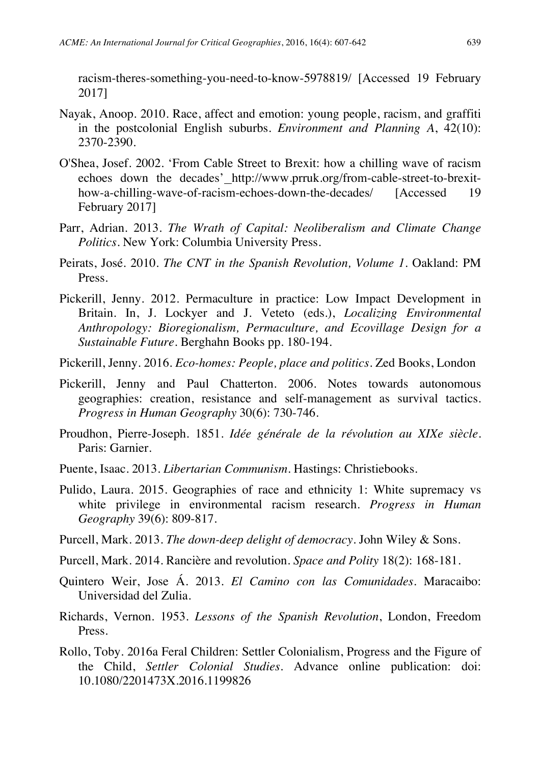racism-theres-something-you-need-to-know-5978819/ [Accessed 19 February 2017]

Nayak, Anoop. 2010. Race, affect and emotion: young people, racism, and graffiti in the postcolonial English suburbs. *Environment and Planning A*, 42(10): 2370-2390.

O'Shea, Josef. 2002. 'From Cable Street to Brexit: how a chilling wave of racism echoes down the decades'_http://www.prruk.org/from-cable-street-to-brexit-how-a-chilling-wave-of-racism-echoes-down-the-decades/ [Accessed 19 February 2017]

Parr, Adrian. 2013. *The Wrath of Capital: Neoliberalism and Climate Change Politics*. New York: Columbia University Press.

Peirats, José. 2010. *The CNT in the Spanish Revolution, Volume 1*. Oakland: PM Press.

Pickerill, Jenny. 2012. Permaculture in practice: Low Impact Development in Britain. In, J. Lockyer and J. Veteto (eds.), *Localizing Environmental Anthropology: Bioregionalism, Permaculture, and Ecovillage Design for a Sustainable Future*. Berghahn Books pp. 180-194.

Pickerill, Jenny. 2016. *Eco-homes: People, place and politics*. Zed Books, London

Pickerill, Jenny and Paul Chatterton. 2006. Notes towards autonomous geographies: creation, resistance and self-management as survival tactics. *Progress in Human Geography* 30(6): 730-746.

Proudhon, Pierre-Joseph. 1851. *Idée générale de la révolution au XIXe siècle*. Paris: Garnier.

Puente, Isaac. 2013. *Libertarian Communism*. Hastings: Christiebooks.

Pulido, Laura. 2015. Geographies of race and ethnicity 1: White supremacy vs white privilege in environmental racism research. *Progress in Human Geography* 39(6): 809-817.

Purcell, Mark. 2013. *The down-deep delight of democracy*. John Wiley & Sons.

Purcell, Mark. 2014. Rancière and revolution. *Space and Polity* 18(2): 168-181.

Quintero Weir, Jose Á. 2013. *El Camino con las Comunidades*. Maracaibo: Universidad del Zulia.

Richards, Vernon. 1953. *Lessons of the Spanish Revolution*, London, Freedom Press.

Rollo, Toby. 2016a Feral Children: Settler Colonialism, Progress and the Figure of the Child, *Settler Colonial Studies*. Advance online publication: doi: 10.1080/2201473X.2016.1199826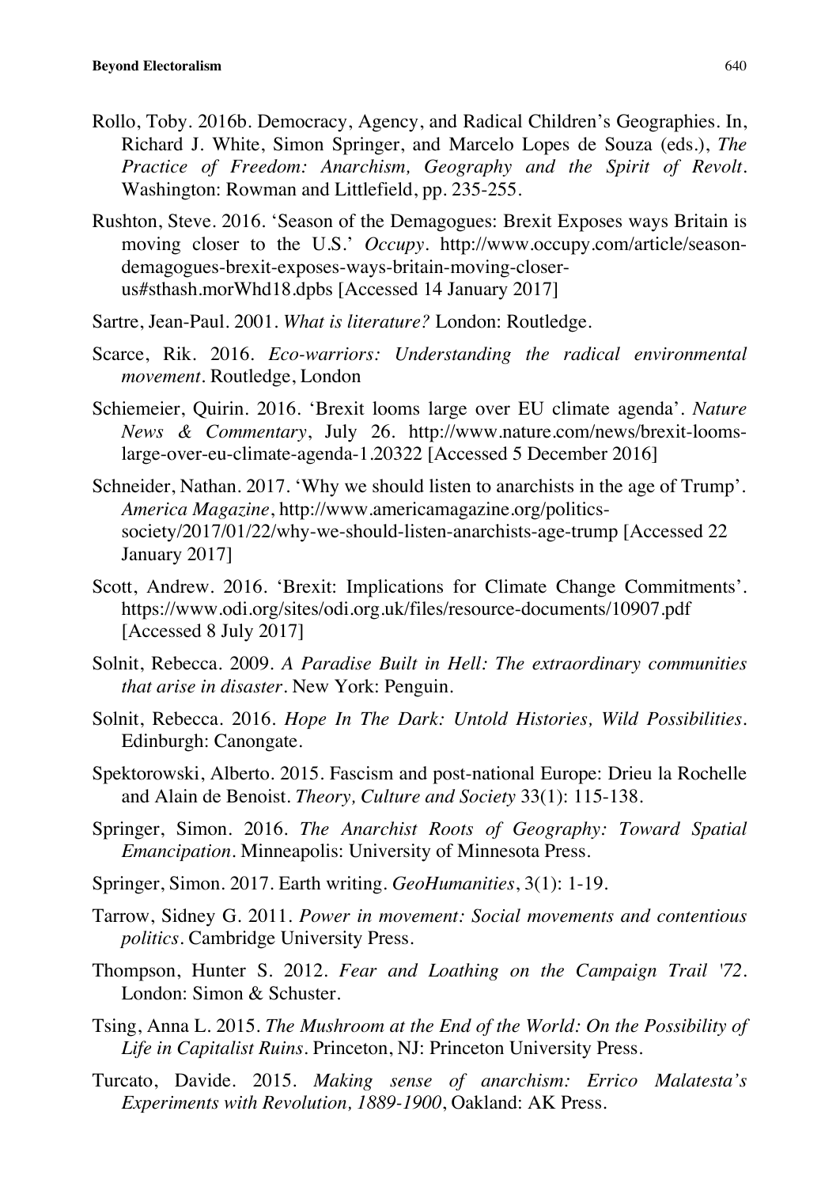Rollo, Toby. 2016b. Democracy, Agency, and Radical Children's Geographies. In, Richard J. White, Simon Springer, and Marcelo Lopes de Souza (eds.), *The Practice of Freedom: Anarchism, Geography and the Spirit of Revolt*. Washington: Rowman and Littlefield, pp. 235-255.

Rushton, Steve. 2016. 'Season of the Demagogues: Brexit Exposes ways Britain is moving closer to the U.S.' *Occupy*. http://www.occupy.com/article/season-demagogues-brexit-exposes-ways-britain-moving-closer-us#sthash.morWhd18.dpbs [Accessed 14 January 2017]

Sartre, Jean-Paul. 2001. *What is literature?* London: Routledge.

Scarce, Rik. 2016. *Eco-warriors: Understanding the radical environmental movement*. Routledge, London

Schiemeier, Quirin. 2016. 'Brexit looms large over EU climate agenda'. *Nature News & Commentary*, July 26. http://www.nature.com/news/brexit-looms-large-over-eu-climate-agenda-1.20322 [Accessed 5 December 2016]

Schneider, Nathan. 2017. 'Why we should listen to anarchists in the age of Trump'. *America Magazine*, http://www.americamagazine.org/politics-society/2017/01/22/why-we-should-listen-anarchists-age-trump [Accessed 22 January 2017]

Scott, Andrew. 2016. 'Brexit: Implications for Climate Change Commitments'. https://www.odi.org/sites/odi.org.uk/files/resource-documents/10907.pdf [Accessed 8 July 2017]

Solnit, Rebecca. 2009. *A Paradise Built in Hell: The extraordinary communities that arise in disaster*. New York: Penguin.

Solnit, Rebecca. 2016. *Hope In The Dark: Untold Histories, Wild Possibilities*. Edinburgh: Canongate.

Spektorowski, Alberto. 2015. Fascism and post-national Europe: Drieu la Rochelle and Alain de Benoist. *Theory, Culture and Society* 33(1): 115-138.

Springer, Simon. 2016. *The Anarchist Roots of Geography: Toward Spatial Emancipation*. Minneapolis: University of Minnesota Press.

Springer, Simon. 2017. Earth writing. *GeoHumanities*, 3(1): 1-19.

Tarrow, Sidney G. 2011. *Power in movement: Social movements and contentious politics*. Cambridge University Press.

Thompson, Hunter S. 2012. *Fear and Loathing on the Campaign Trail '72*. London: Simon & Schuster.

Tsing, Anna L. 2015. *The Mushroom at the End of the World: On the Possibility of Life in Capitalist Ruins*. Princeton, NJ: Princeton University Press.

Turcato, Davide. 2015. *Making sense of anarchism: Errico Malatesta's Experiments with Revolution, 1889-1900*, Oakland: AK Press.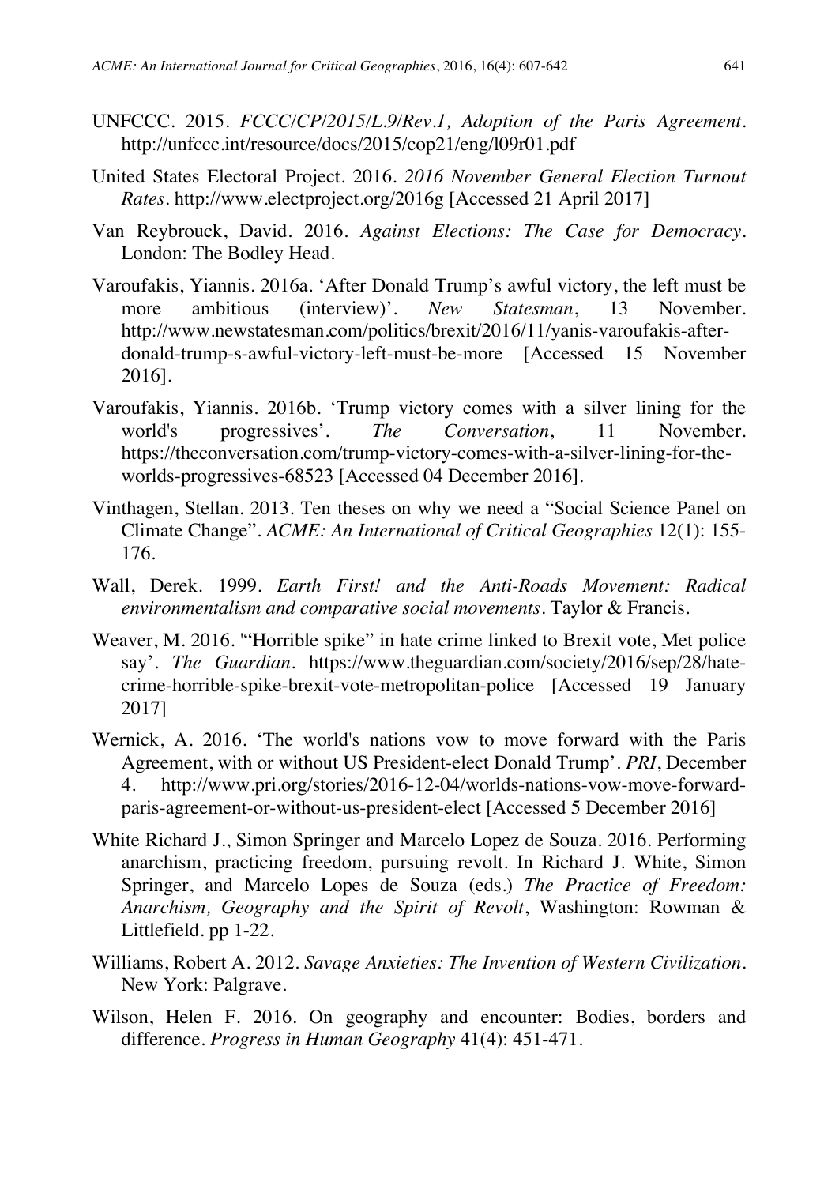UNFCCC. 2015. *FCCC/CP/2015/L.9/Rev.1, Adoption of the Paris Agreement*. http://unfccc.int/resource/docs/2015/cop21/eng/l09r01.pdf

United States Electoral Project. 2016. *2016 November General Election Turnout Rates*. http://www.electproject.org/2016g [Accessed 21 April 2017]

Van Reybrouck, David. 2016. *Against Elections: The Case for Democracy*. London: The Bodley Head.

Varoufakis, Yiannis. 2016a. 'After Donald Trump's awful victory, the left must be more ambitious (interview)'. *New Statesman*, 13 November. http://www.newstatesman.com/politics/brexit/2016/11/yanis-varoufakis-after-donald-trump-s-awful-victory-left-must-be-more [Accessed 15 November 2016].

Varoufakis, Yiannis. 2016b. 'Trump victory comes with a silver lining for the world's progressives'. *The Conversation*, 11 November. https://theconversation.com/trump-victory-comes-with-a-silver-lining-for-the-worlds-progressives-68523 [Accessed 04 December 2016].

Vinthagen, Stellan. 2013. Ten theses on why we need a "Social Science Panel on Climate Change". *ACME: An International of Critical Geographies* 12(1): 155-176.

Wall, Derek. 1999. *Earth First! and the Anti-Roads Movement: Radical environmentalism and comparative social movements*. Taylor & Francis.

Weaver, M. 2016. '"Horrible spike" in hate crime linked to Brexit vote, Met police say'. *The Guardian*. https://www.theguardian.com/society/2016/sep/28/hate-crime-horrible-spike-brexit-vote-metropolitan-police [Accessed 19 January 2017]

Wernick, A. 2016. 'The world's nations vow to move forward with the Paris Agreement, with or without US President-elect Donald Trump'. *PRI*, December 4. http://www.pri.org/stories/2016-12-04/worlds-nations-vow-move-forward-paris-agreement-or-without-us-president-elect [Accessed 5 December 2016]

White Richard J., Simon Springer and Marcelo Lopez de Souza. 2016. Performing anarchism, practicing freedom, pursuing revolt. In Richard J. White, Simon Springer, and Marcelo Lopes de Souza (eds.) *The Practice of Freedom: Anarchism, Geography and the Spirit of Revolt*, Washington: Rowman & Littlefield. pp 1-22.

Williams, Robert A. 2012. *Savage Anxieties: The Invention of Western Civilization*. New York: Palgrave.

Wilson, Helen F. 2016. On geography and encounter: Bodies, borders and difference. *Progress in Human Geography* 41(4): 451-471.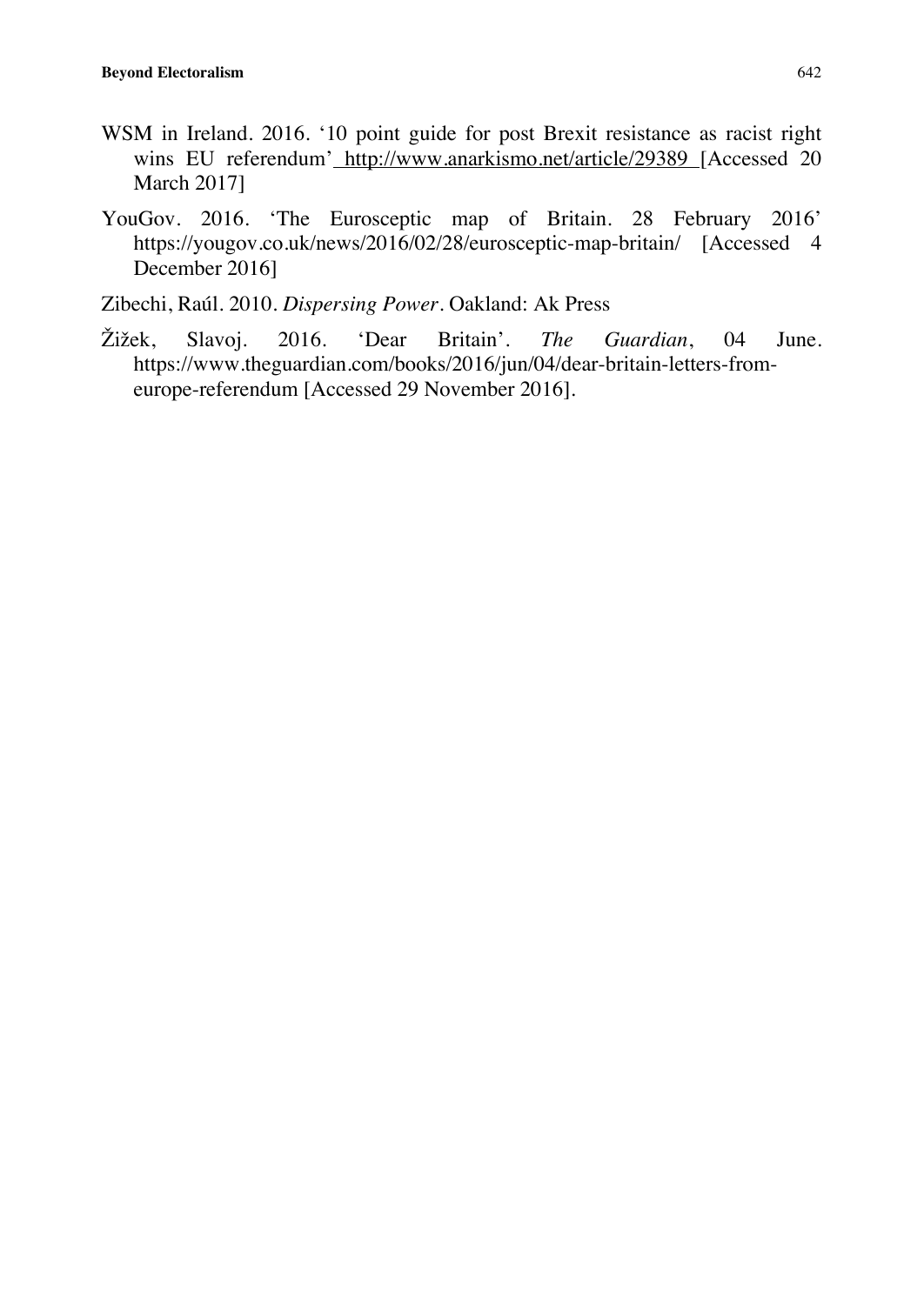WSM in Ireland. 2016. '10 point guide for post Brexit resistance as racist right wins EU referendum' http://www.anarkismo.net/article/29389 [Accessed 20 March 2017]

YouGov. 2016. 'The Eurosceptic map of Britain. 28 February 2016' https://yougov.co.uk/news/2016/02/28/eurosceptic-map-britain/ [Accessed 4 December 2016]

Zibechi, Raúl. 2010. *Dispersing Power*. Oakland: Ak Press

Žižek, Slavoj. 2016. 'Dear Britain'. *The Guardian*, 04 June. https://www.theguardian.com/books/2016/jun/04/dear-britain-letters-from-europe-referendum [Accessed 29 November 2016].